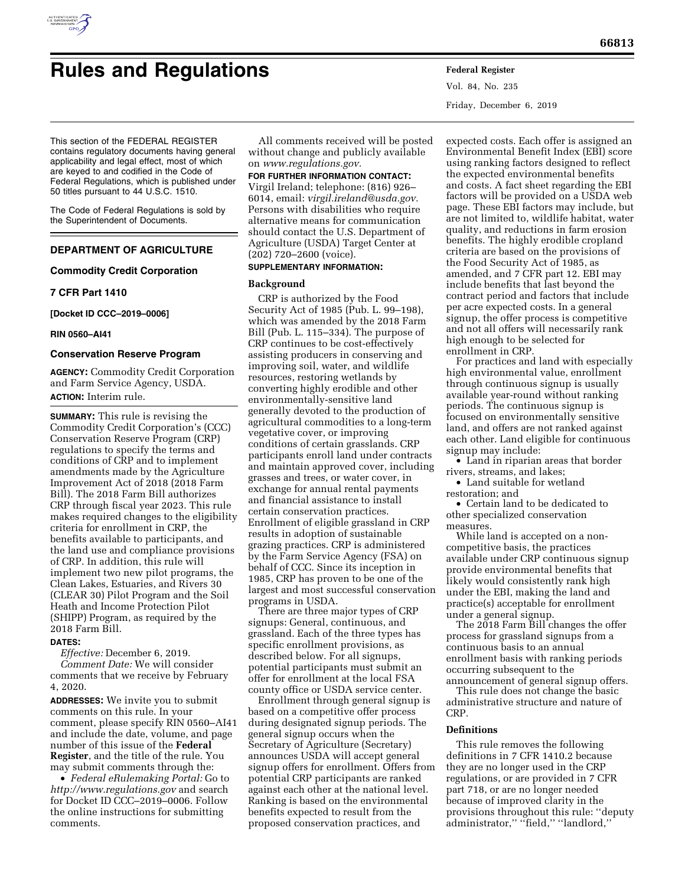# Rules and Regulations

This section of the FEDERAL REGISTER contains regulatory documents having general applicability and legal effect, most of which are keyed to and codified in the Code of Federal Regulations, which is published under 50 titles pursuant to 44 U.S.C. 1510.

The Code of Federal Regulations is sold by the Superintendent of Documents.

## DEPARTMENT OF AGRICULTURE

### Commodity Credit Corporation

### 7 CFR Part 1410

**[Docket ID CCC–2019–0006]**

**RIN 0560–AI41**

### Conservation Reserve Program

**AGENCY:** Commodity Credit Corporation and Farm Service Agency, USDA.

**ACTION:** Interim rule.

**SUMMARY:** This rule is revising the Commodity Credit Corporation's (CCC) Conservation Reserve Program (CRP) regulations to specify the terms and conditions of CRP and to implement amendments made by the Agriculture Improvement Act of 2018 (2018 Farm Bill). The 2018 Farm Bill authorizes CRP through fiscal year 2023. This rule makes required changes to the eligibility criteria for enrollment in CRP, the benefits available to participants, and the land use and compliance provisions of CRP. In addition, this rule will implement two new pilot programs, the Clean Lakes, Estuaries, and Rivers 30 (CLEAR 30) Pilot Program and the Soil Heath and Income Protection Pilot (SHIPP) Program, as required by the 2018 Farm Bill.

**DATES:**

*Effective:* December 6, 2019.

*Comment Date:* We will consider comments that we receive by February 4, 2020.

**ADDRESSES:** We invite you to submit comments on this rule. In your comment, please specify RIN 0560–AI41 and include the date, volume, and page number of this issue of the **Federal Register**, and the title of the rule. You may submit comments through the:

- *Federal eRulemaking Portal:* Go to *http://www.regulations.gov* and search for Docket ID CCC–2019–0006. Follow the online instructions for submitting comments.

All comments received will be posted without change and publicly available on *www.regulations.gov.*

**FOR FURTHER INFORMATION CONTACT:** Virgil Ireland; telephone: (816) 926–6014, email: *virgil.ireland@usda.gov.* Persons with disabilities who require alternative means for communication should contact the U.S. Department of Agriculture (USDA) Target Center at (202) 720–2600 (voice).

**SUPPLEMENTARY INFORMATION:**

#### Background

CRP is authorized by the Food Security Act of 1985 (Pub. L. 99–198), which was amended by the 2018 Farm Bill (Pub. L. 115–334). The purpose of CRP continues to be cost-effectively assisting producers in conserving and improving soil, water, and wildlife resources, restoring wetlands by converting highly erodible and other environmentally-sensitive land generally devoted to the production of agricultural commodities to a long-term vegetative cover, or improving conditions of certain grasslands. CRP participants enroll land under contracts and maintain approved cover, including grasses and trees, or water cover, in exchange for annual rental payments and financial assistance to install certain conservation practices. Enrollment of eligible grassland in CRP results in adoption of sustainable grazing practices. CRP is administered by the Farm Service Agency (FSA) on behalf of CCC. Since its inception in 1985, CRP has proven to be one of the largest and most successful conservation programs in USDA.

There are three major types of CRP signups: General, continuous, and grassland. Each of the three types has specific enrollment provisions, as described below. For all signups, potential participants must submit an offer for enrollment at the local FSA county office or USDA service center.

Enrollment through general signup is based on a competitive offer process during designated signup periods. The general signup occurs when the Secretary of Agriculture (Secretary) announces USDA will accept general signup offers for enrollment. Offers from potential CRP participants are ranked against each other at the national level. Ranking is based on the environmental benefits expected to result from the proposed conservation practices, and expected costs. Each offer is assigned an Environmental Benefit Index (EBI) score using ranking factors designed to reflect the expected environmental benefits and costs. A fact sheet regarding the EBI factors will be provided on a USDA web page. These EBI factors may include, but are not limited to, wildlife habitat, water quality, and reductions in farm erosion benefits. The highly erodible cropland criteria are based on the provisions of the Food Security Act of 1985, as amended, and 7 CFR part 12. EBI may include benefits that last beyond the contract period and factors that include per acre expected costs. In a general signup, the offer process is competitive and not all offers will necessarily rank high enough to be selected for enrollment in CRP.

For practices and land with especially high environmental value, enrollment through continuous signup is usually available year-round without ranking periods. The continuous signup is focused on environmentally sensitive land, and offers are not ranked against each other. Land eligible for continuous signup may include:

- Land in riparian areas that border rivers, streams, and lakes;
- Land suitable for wetland restoration; and
- Certain land to be dedicated to other specialized conservation measures.

While land is accepted on a non-competitive basis, the practices available under CRP continuous signup provide environmental benefits that likely would consistently rank high under the EBI, making the land and practice(s) acceptable for enrollment under a general signup.

The 2018 Farm Bill changes the offer process for grassland signups from a continuous basis to an annual enrollment basis with ranking periods occurring subsequent to the announcement of general signup offers.

This rule does not change the basic administrative structure and nature of CRP.

#### Definitions

This rule removes the following definitions in 7 CFR 1410.2 because they are no longer used in the CRP regulations, or are provided in 7 CFR part 718, or are no longer needed because of improved clarity in the provisions throughout this rule: ''deputy administrator,'' ''field,'' ''landlord,''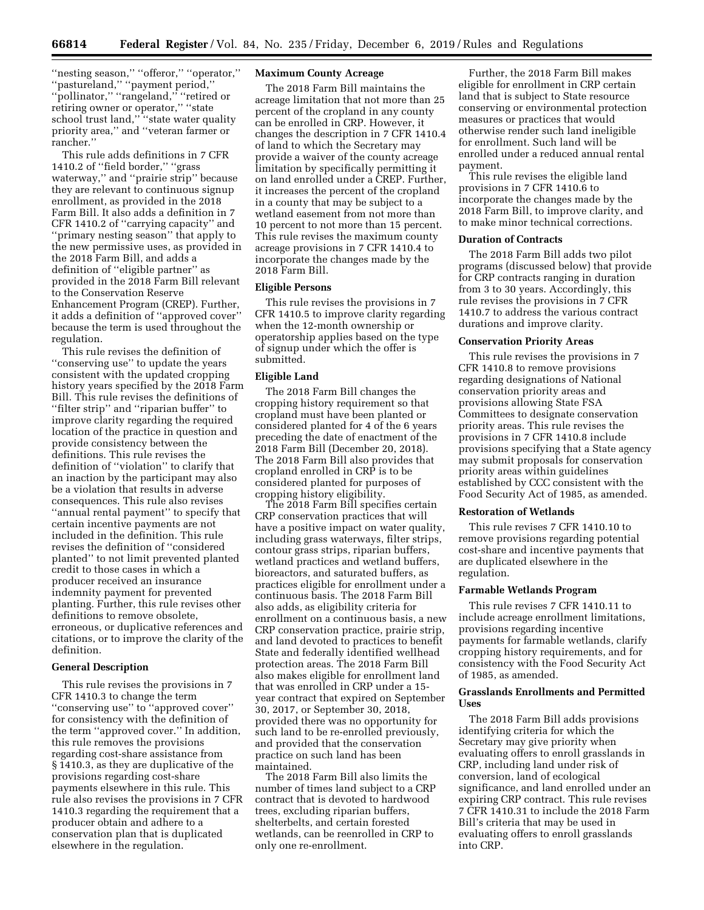''nesting season,'' ''offeror,'' ''operator,'' ''pastureland,'' ''payment period,'' ''pollinator,'' ''rangeland,'' ''retired or retiring owner or operator,'' ''state school trust land,'' ''state water quality priority area,'' and ''veteran farmer or rancher.''

This rule adds definitions in 7 CFR 1410.2 of ''field border,'' ''grass waterway,'' and ''prairie strip'' because they are relevant to continuous signup enrollment, as provided in the 2018 Farm Bill. It also adds a definition in 7 CFR 1410.2 of ''carrying capacity'' and ''primary nesting season'' that apply to the new permissive uses, as provided in the 2018 Farm Bill, and adds a definition of ''eligible partner'' as provided in the 2018 Farm Bill relevant to the Conservation Reserve Enhancement Program (CREP). Further, it adds a definition of ''approved cover'' because the term is used throughout the regulation.

This rule revises the definition of ''conserving use'' to update the years consistent with the updated cropping history years specified by the 2018 Farm Bill. This rule revises the definitions of ''filter strip'' and ''riparian buffer'' to improve clarity regarding the required location of the practice in question and provide consistency between the definitions. This rule revises the definition of ''violation'' to clarify that an inaction by the participant may also be a violation that results in adverse consequences. This rule also revises ''annual rental payment'' to specify that certain incentive payments are not included in the definition. This rule revises the definition of ''considered planted'' to not limit prevented planted credit to those cases in which a producer received an insurance indemnity payment for prevented planting. Further, this rule revises other definitions to remove obsolete, erroneous, or duplicative references and citations, or to improve the clarity of the definition.

### General Description

This rule revises the provisions in 7 CFR 1410.3 to change the term ''conserving use'' to ''approved cover'' for consistency with the definition of the term ''approved cover.'' In addition, this rule removes the provisions regarding cost-share assistance from § 1410.3, as they are duplicative of the provisions regarding cost-share payments elsewhere in this rule. This rule also revises the provisions in 7 CFR 1410.3 regarding the requirement that a producer obtain and adhere to a conservation plan that is duplicated elsewhere in the regulation.

### Maximum County Acreage

The 2018 Farm Bill maintains the acreage limitation that not more than 25 percent of the cropland in any county can be enrolled in CRP. However, it changes the description in 7 CFR 1410.4 of land to which the Secretary may provide a waiver of the county acreage limitation by specifically permitting it on land enrolled under a CREP. Further, it increases the percent of the cropland in a county that may be subject to a wetland easement from not more than 10 percent to not more than 15 percent. This rule revises the maximum county acreage provisions in 7 CFR 1410.4 to incorporate the changes made by the 2018 Farm Bill.

### Eligible Persons

This rule revises the provisions in 7 CFR 1410.5 to improve clarity regarding when the 12-month ownership or operatorship applies based on the type of signup under which the offer is submitted.

### Eligible Land

The 2018 Farm Bill changes the cropping history requirement so that cropland must have been planted or considered planted for 4 of the 6 years preceding the date of enactment of the 2018 Farm Bill (December 20, 2018). The 2018 Farm Bill also provides that cropland enrolled in CRP is to be considered planted for purposes of cropping history eligibility.

The 2018 Farm Bill specifies certain CRP conservation practices that will have a positive impact on water quality, including grass waterways, filter strips, contour grass strips, riparian buffers, wetland practices and wetland buffers, bioreactors, and saturated buffers, as practices eligible for enrollment under a continuous basis. The 2018 Farm Bill also adds, as eligibility criteria for enrollment on a continuous basis, a new CRP conservation practice, prairie strip, and land devoted to practices to benefit State and federally identified wellhead protection areas. The 2018 Farm Bill also makes eligible for enrollment land that was enrolled in CRP under a 15-year contract that expired on September 30, 2017, or September 30, 2018, provided there was no opportunity for such land to be re-enrolled previously, and provided that the conservation practice on such land has been maintained.

The 2018 Farm Bill also limits the number of times land subject to a CRP contract that is devoted to hardwood trees, excluding riparian buffers, shelterbelts, and certain forested wetlands, can be reenrolled in CRP to only one re-enrollment.

Further, the 2018 Farm Bill makes eligible for enrollment in CRP certain land that is subject to State resource conserving or environmental protection measures or practices that would otherwise render such land ineligible for enrollment. Such land will be enrolled under a reduced annual rental payment.

This rule revises the eligible land provisions in 7 CFR 1410.6 to incorporate the changes made by the 2018 Farm Bill, to improve clarity, and to make minor technical corrections.

### Duration of Contracts

The 2018 Farm Bill adds two pilot programs (discussed below) that provide for CRP contracts ranging in duration from 3 to 30 years. Accordingly, this rule revises the provisions in 7 CFR 1410.7 to address the various contract durations and improve clarity.

### Conservation Priority Areas

This rule revises the provisions in 7 CFR 1410.8 to remove provisions regarding designations of National conservation priority areas and provisions allowing State FSA Committees to designate conservation priority areas. This rule revises the provisions in 7 CFR 1410.8 include provisions specifying that a State agency may submit proposals for conservation priority areas within guidelines established by CCC consistent with the Food Security Act of 1985, as amended.

### Restoration of Wetlands

This rule revises 7 CFR 1410.10 to remove provisions regarding potential cost-share and incentive payments that are duplicated elsewhere in the regulation.

### Farmable Wetlands Program

This rule revises 7 CFR 1410.11 to include acreage enrollment limitations, provisions regarding incentive payments for farmable wetlands, clarify cropping history requirements, and for consistency with the Food Security Act of 1985, as amended.

### Grasslands Enrollments and Permitted Uses

The 2018 Farm Bill adds provisions identifying criteria for which the Secretary may give priority when evaluating offers to enroll grasslands in CRP, including land under risk of conversion, land of ecological significance, and land enrolled under an expiring CRP contract. This rule revises 7 CFR 1410.31 to include the 2018 Farm Bill's criteria that may be used in evaluating offers to enroll grasslands into CRP.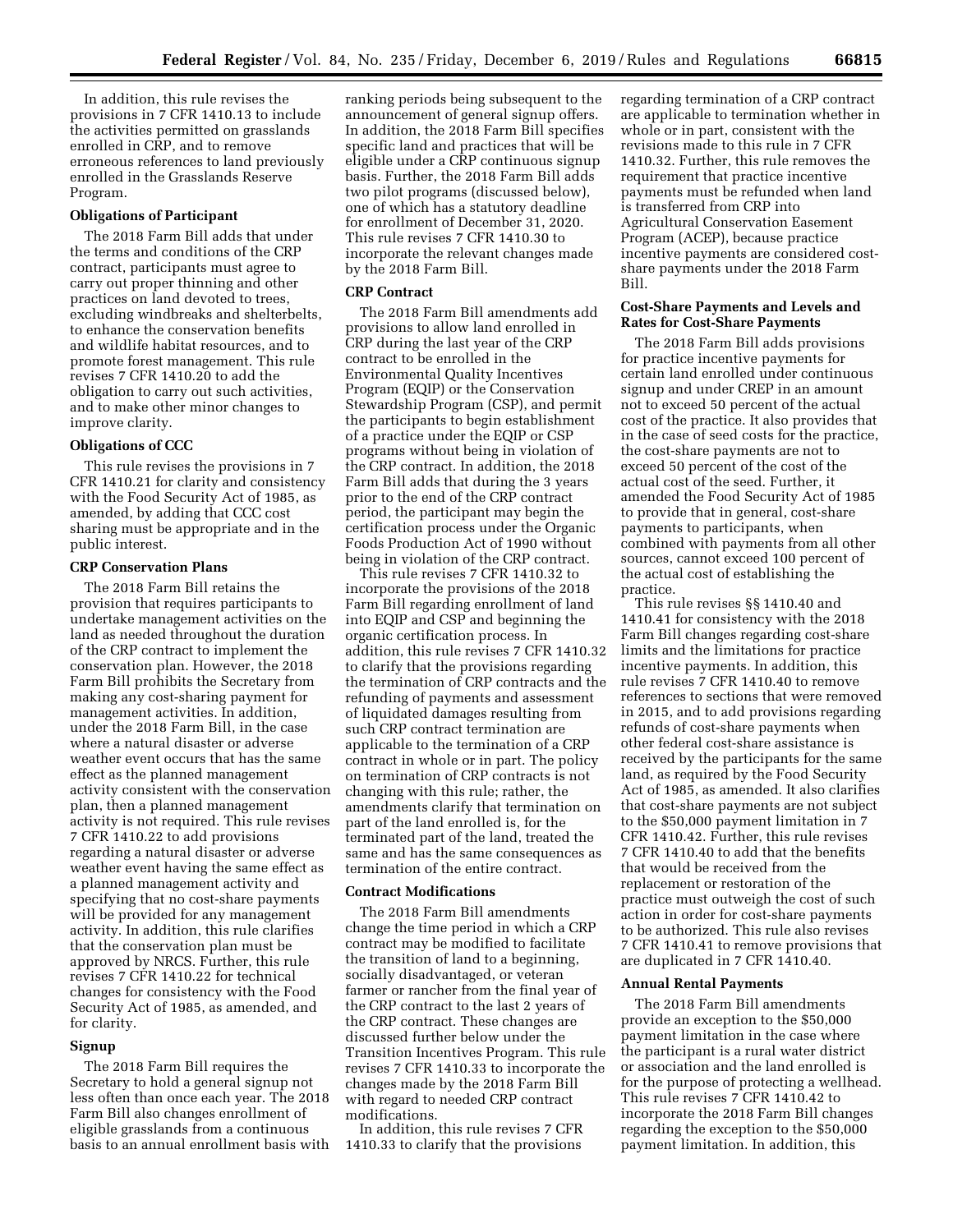In addition, this rule revises the provisions in 7 CFR 1410.13 to include the activities permitted on grasslands enrolled in CRP, and to remove erroneous references to land previously enrolled in the Grasslands Reserve Program.

### Obligations of Participant

The 2018 Farm Bill adds that under the terms and conditions of the CRP contract, participants must agree to carry out proper thinning and other practices on land devoted to trees, excluding windbreaks and shelterbelts, to enhance the conservation benefits and wildlife habitat resources, and to promote forest management. This rule revises 7 CFR 1410.20 to add the obligation to carry out such activities, and to make other minor changes to improve clarity.

### Obligations of CCC

This rule revises the provisions in 7 CFR 1410.21 for clarity and consistency with the Food Security Act of 1985, as amended, by adding that CCC cost sharing must be appropriate and in the public interest.

### CRP Conservation Plans

The 2018 Farm Bill retains the provision that requires participants to undertake management activities on the land as needed throughout the duration of the CRP contract to implement the conservation plan. However, the 2018 Farm Bill prohibits the Secretary from making any cost-sharing payment for management activities. In addition, under the 2018 Farm Bill, in the case where a natural disaster or adverse weather event occurs that has the same effect as the planned management activity consistent with the conservation plan, then a planned management activity is not required. This rule revises 7 CFR 1410.22 to add provisions regarding a natural disaster or adverse weather event having the same effect as a planned management activity and specifying that no cost-share payments will be provided for any management activity. In addition, this rule clarifies that the conservation plan must be approved by NRCS. Further, this rule revises 7 CFR 1410.22 for technical changes for consistency with the Food Security Act of 1985, as amended, and for clarity.

### Signup

The 2018 Farm Bill requires the Secretary to hold a general signup not less often than once each year. The 2018 Farm Bill also changes enrollment of eligible grasslands from a continuous basis to an annual enrollment basis with ranking periods being subsequent to the announcement of general signup offers. In addition, the 2018 Farm Bill specifies specific land and practices that will be eligible under a CRP continuous signup basis. Further, the 2018 Farm Bill adds two pilot programs (discussed below), one of which has a statutory deadline for enrollment of December 31, 2020. This rule revises 7 CFR 1410.30 to incorporate the relevant changes made by the 2018 Farm Bill.

### CRP Contract

The 2018 Farm Bill amendments add provisions to allow land enrolled in CRP during the last year of the CRP contract to be enrolled in the Environmental Quality Incentives Program (EQIP) or the Conservation Stewardship Program (CSP), and permit the participants to begin establishment of a practice under the EQIP or CSP programs without being in violation of the CRP contract. In addition, the 2018 Farm Bill adds that during the 3 years prior to the end of the CRP contract period, the participant may begin the certification process under the Organic Foods Production Act of 1990 without being in violation of the CRP contract.

This rule revises 7 CFR 1410.32 to incorporate the provisions of the 2018 Farm Bill regarding enrollment of land into EQIP and CSP and beginning the organic certification process. In addition, this rule revises 7 CFR 1410.32 to clarify that the provisions regarding the termination of CRP contracts and the refunding of payments and assessment of liquidated damages resulting from such CRP contract termination are applicable to the termination of a CRP contract in whole or in part. The policy on termination of CRP contracts is not changing with this rule; rather, the amendments clarify that termination on part of the land enrolled is, for the terminated part of the land, treated the same and has the same consequences as termination of the entire contract.

### Contract Modifications

The 2018 Farm Bill amendments change the time period in which a CRP contract may be modified to facilitate the transition of land to a beginning, socially disadvantaged, or veteran farmer or rancher from the final year of the CRP contract to the last 2 years of the CRP contract. These changes are discussed further below under the Transition Incentives Program. This rule revises 7 CFR 1410.33 to incorporate the changes made by the 2018 Farm Bill with regard to needed CRP contract modifications.

In addition, this rule revises 7 CFR 1410.33 to clarify that the provisions regarding termination of a CRP contract are applicable to termination whether in whole or in part, consistent with the revisions made to this rule in 7 CFR 1410.32. Further, this rule removes the requirement that practice incentive payments must be refunded when land is transferred from CRP into Agricultural Conservation Easement Program (ACEP), because practice incentive payments are considered cost-share payments under the 2018 Farm Bill.

### Cost-Share Payments and Levels and Rates for Cost-Share Payments

The 2018 Farm Bill adds provisions for practice incentive payments for certain land enrolled under continuous signup and under CREP in an amount not to exceed 50 percent of the actual cost of the practice. It also provides that in the case of seed costs for the practice, the cost-share payments are not to exceed 50 percent of the cost of the actual cost of the seed. Further, it amended the Food Security Act of 1985 to provide that in general, cost-share payments to participants, when combined with payments from all other sources, cannot exceed 100 percent of the actual cost of establishing the practice.

This rule revises §§ 1410.40 and 1410.41 for consistency with the 2018 Farm Bill changes regarding cost-share limits and the limitations for practice incentive payments. In addition, this rule revises 7 CFR 1410.40 to remove references to sections that were removed in 2015, and to add provisions regarding refunds of cost-share payments when other federal cost-share assistance is received by the participants for the same land, as required by the Food Security Act of 1985, as amended. It also clarifies that cost-share payments are not subject to the $50,000 payment limitation in 7 CFR 1410.42. Further, this rule revises 7 CFR 1410.40 to add that the benefits that would be received from the replacement or restoration of the practice must outweigh the cost of such action in order for cost-share payments to be authorized. This rule also revises 7 CFR 1410.41 to remove provisions that are duplicated in 7 CFR 1410.40.

### Annual Rental Payments

The 2018 Farm Bill amendments provide an exception to the $50,000 payment limitation in the case where the participant is a rural water district or association and the land enrolled is for the purpose of protecting a wellhead. This rule revises 7 CFR 1410.42 to incorporate the 2018 Farm Bill changes regarding the exception to the $50,000 payment limitation. In addition, this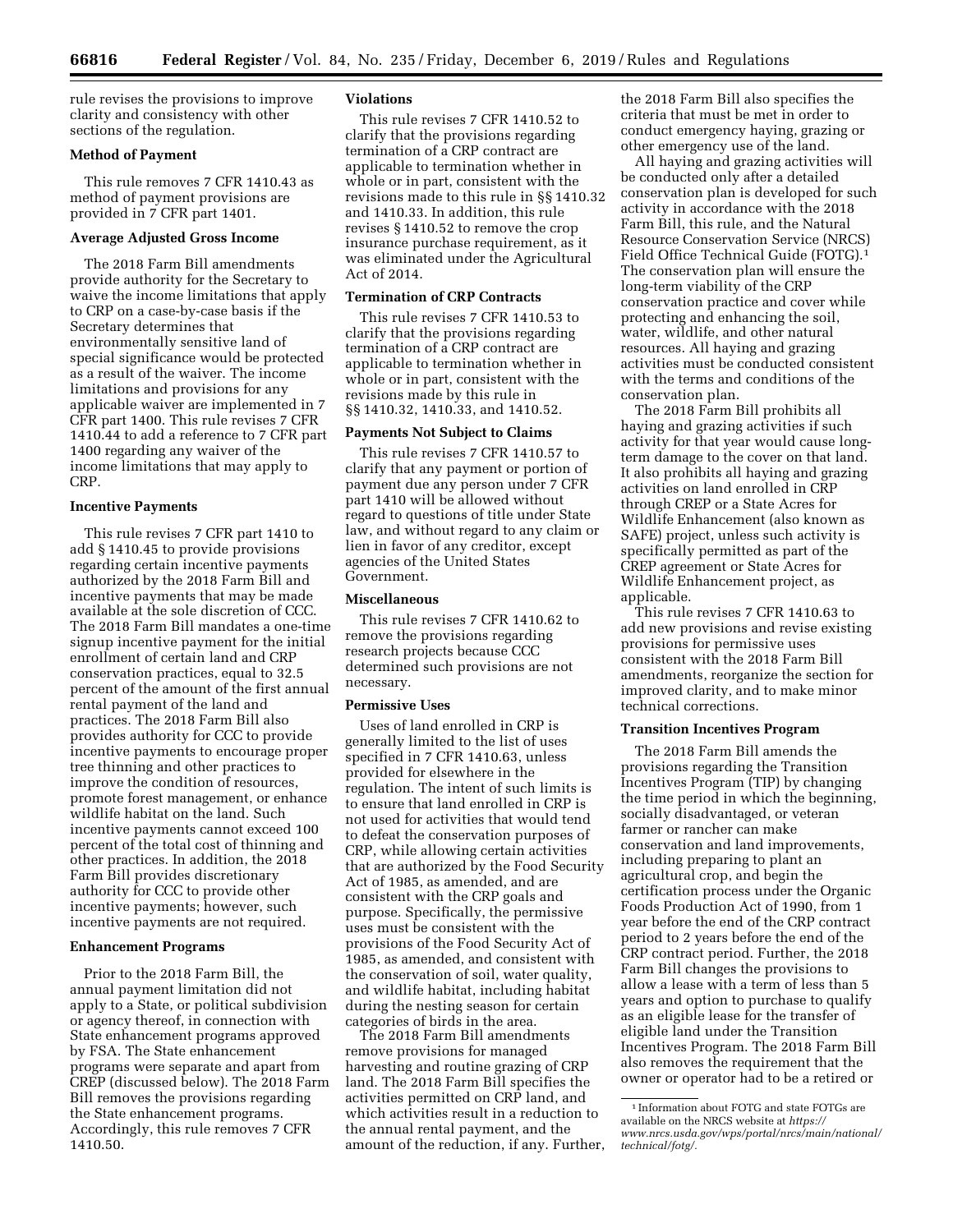rule revises the provisions to improve clarity and consistency with other sections of the regulation.

**Method of Payment**

This rule removes 7 CFR 1410.43 as method of payment provisions are provided in 7 CFR part 1401.

**Average Adjusted Gross Income**

The 2018 Farm Bill amendments provide authority for the Secretary to waive the income limitations that apply to CRP on a case-by-case basis if the Secretary determines that environmentally sensitive land of special significance would be protected as a result of the waiver. The income limitations and provisions for any applicable waiver are implemented in 7 CFR part 1400. This rule revises 7 CFR 1410.44 to add a reference to 7 CFR part 1400 regarding any waiver of the income limitations that may apply to CRP.

**Incentive Payments**

This rule revises 7 CFR part 1410 to add § 1410.45 to provide provisions regarding certain incentive payments authorized by the 2018 Farm Bill and incentive payments that may be made available at the sole discretion of CCC. The 2018 Farm Bill mandates a one-time signup incentive payment for the initial enrollment of certain land and CRP conservation practices, equal to 32.5 percent of the amount of the first annual rental payment of the land and practices. The 2018 Farm Bill also provides authority for CCC to provide incentive payments to encourage proper tree thinning and other practices to improve the condition of resources, promote forest management, or enhance wildlife habitat on the land. Such incentive payments cannot exceed 100 percent of the total cost of thinning and other practices. In addition, the 2018 Farm Bill provides discretionary authority for CCC to provide other incentive payments; however, such incentive payments are not required.

**Enhancement Programs**

Prior to the 2018 Farm Bill, the annual payment limitation did not apply to a State, or political subdivision or agency thereof, in connection with State enhancement programs approved by FSA. The State enhancement programs were separate and apart from CREP (discussed below). The 2018 Farm Bill removes the provisions regarding the State enhancement programs. Accordingly, this rule removes 7 CFR 1410.50.

**Violations**

This rule revises 7 CFR 1410.52 to clarify that the provisions regarding termination of a CRP contract are applicable to termination whether in whole or in part, consistent with the revisions made to this rule in §§ 1410.32 and 1410.33. In addition, this rule revises § 1410.52 to remove the crop insurance purchase requirement, as it was eliminated under the Agricultural Act of 2014.

**Termination of CRP Contracts**

This rule revises 7 CFR 1410.53 to clarify that the provisions regarding termination of a CRP contract are applicable to termination whether in whole or in part, consistent with the revisions made by this rule in §§ 1410.32, 1410.33, and 1410.52.

**Payments Not Subject to Claims**

This rule revises 7 CFR 1410.57 to clarify that any payment or portion of payment due any person under 7 CFR part 1410 will be allowed without regard to questions of title under State law, and without regard to any claim or lien in favor of any creditor, except agencies of the United States Government.

**Miscellaneous**

This rule revises 7 CFR 1410.62 to remove the provisions regarding research projects because CCC determined such provisions are not necessary.

**Permissive Uses**

Uses of land enrolled in CRP is generally limited to the list of uses specified in 7 CFR 1410.63, unless provided for elsewhere in the regulation. The intent of such limits is to ensure that land enrolled in CRP is not used for activities that would tend to defeat the conservation purposes of CRP, while allowing certain activities that are authorized by the Food Security Act of 1985, as amended, and are consistent with the CRP goals and purpose. Specifically, the permissive uses must be consistent with the provisions of the Food Security Act of 1985, as amended, and consistent with the conservation of soil, water quality, and wildlife habitat, including habitat during the nesting season for certain categories of birds in the area.

The 2018 Farm Bill amendments remove provisions for managed harvesting and routine grazing of CRP land. The 2018 Farm Bill specifies the activities permitted on CRP land, and which activities result in a reduction to the annual rental payment, and the amount of the reduction, if any. Further, the 2018 Farm Bill also specifies the criteria that must be met in order to conduct emergency haying, grazing or other emergency use of the land.

All haying and grazing activities will be conducted only after a detailed conservation plan is developed for such activity in accordance with the 2018 Farm Bill, this rule, and the Natural Resource Conservation Service (NRCS) Field Office Technical Guide (FOTG).[1] The conservation plan will ensure the long-term viability of the CRP conservation practice and cover while protecting and enhancing the soil, water, wildlife, and other natural resources. All haying and grazing activities must be conducted consistent with the terms and conditions of the conservation plan.

The 2018 Farm Bill prohibits all haying and grazing activities if such activity for that year would cause long-term damage to the cover on that land. It also prohibits all haying and grazing activities on land enrolled in CRP through CREP or a State Acres for Wildlife Enhancement (also known as SAFE) project, unless such activity is specifically permitted as part of the CREP agreement or State Acres for Wildlife Enhancement project, as applicable.

This rule revises 7 CFR 1410.63 to add new provisions and revise existing provisions for permissive uses consistent with the 2018 Farm Bill amendments, reorganize the section for improved clarity, and to make minor technical corrections.

**Transition Incentives Program**

The 2018 Farm Bill amends the provisions regarding the Transition Incentives Program (TIP) by changing the time period in which the beginning, socially disadvantaged, or veteran farmer or rancher can make conservation and land improvements, including preparing to plant an agricultural crop, and begin the certification process under the Organic Foods Production Act of 1990, from 1 year before the end of the CRP contract period to 2 years before the end of the CRP contract period. Further, the 2018 Farm Bill changes the provisions to allow a lease with a term of less than 5 years and option to purchase to qualify as an eligible lease for the transfer of eligible land under the Transition Incentives Program. The 2018 Farm Bill also removes the requirement that the owner or operator had to be a retired or

[1] Information about FOTG and state FOTGs are available on the NRCS website at *https://www.nrcs.usda.gov/wps/portal/nrcs/main/national/technical/fotg/.*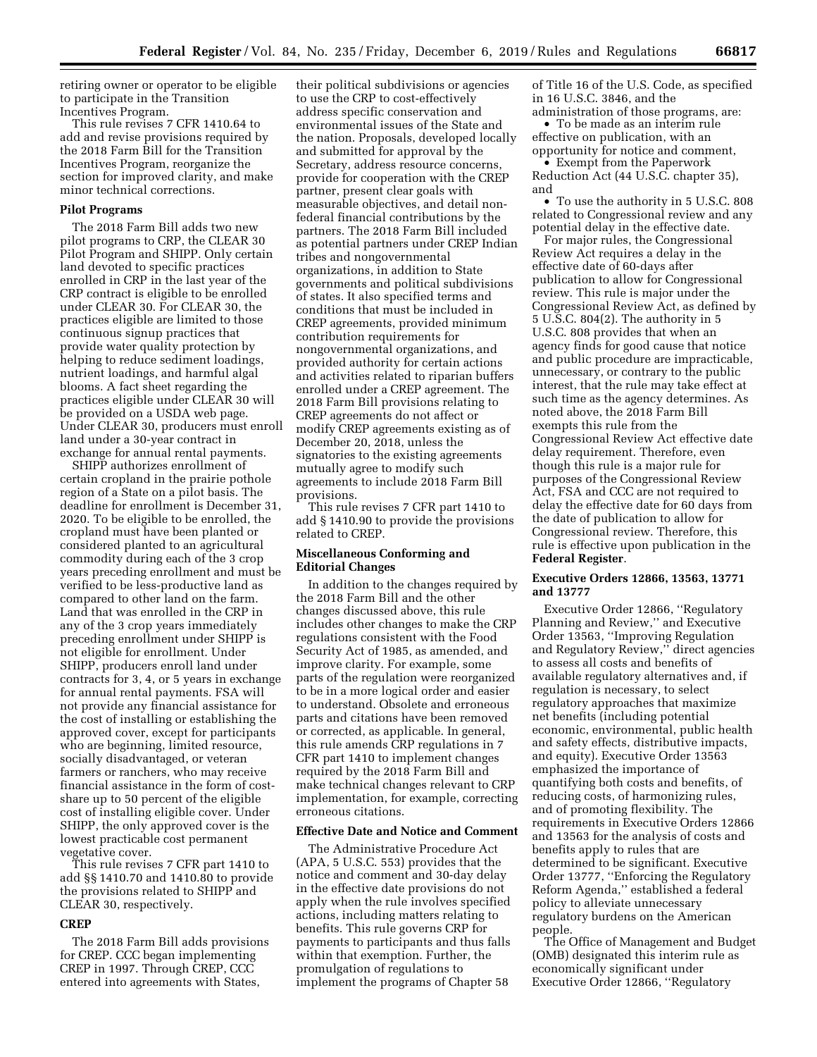retiring owner or operator to be eligible to participate in the Transition Incentives Program.

This rule revises 7 CFR 1410.64 to add and revise provisions required by the 2018 Farm Bill for the Transition Incentives Program, reorganize the section for improved clarity, and make minor technical corrections.

**Pilot Programs**

The 2018 Farm Bill adds two new pilot programs to CRP, the CLEAR 30 Pilot Program and SHIPP. Only certain land devoted to specific practices enrolled in CRP in the last year of the CRP contract is eligible to be enrolled under CLEAR 30. For CLEAR 30, the practices eligible are limited to those continuous signup practices that provide water quality protection by helping to reduce sediment loadings, nutrient loadings, and harmful algal blooms. A fact sheet regarding the practices eligible under CLEAR 30 will be provided on a USDA web page. Under CLEAR 30, producers must enroll land under a 30-year contract in exchange for annual rental payments.

SHIPP authorizes enrollment of certain cropland in the prairie pothole region of a State on a pilot basis. The deadline for enrollment is December 31, 2020. To be eligible to be enrolled, the cropland must have been planted or considered planted to an agricultural commodity during each of the 3 crop years preceding enrollment and must be verified to be less-productive land as compared to other land on the farm. Land that was enrolled in the CRP in any of the 3 crop years immediately preceding enrollment under SHIPP is not eligible for enrollment. Under SHIPP, producers enroll land under contracts for 3, 4, or 5 years in exchange for annual rental payments. FSA will not provide any financial assistance for the cost of installing or establishing the approved cover, except for participants who are beginning, limited resource, socially disadvantaged, or veteran farmers or ranchers, who may receive financial assistance in the form of cost-share up to 50 percent of the eligible cost of installing eligible cover. Under SHIPP, the only approved cover is the lowest practicable cost permanent vegetative cover.

This rule revises 7 CFR part 1410 to add §§ 1410.70 and 1410.80 to provide the provisions related to SHIPP and CLEAR 30, respectively.

**CREP**

The 2018 Farm Bill adds provisions for CREP. CCC began implementing CREP in 1997. Through CREP, CCC entered into agreements with States, their political subdivisions or agencies to use the CRP to cost-effectively address specific conservation and environmental issues of the State and the nation. Proposals, developed locally and submitted for approval by the Secretary, address resource concerns, provide for cooperation with the CREP partner, present clear goals with measurable objectives, and detail non-federal financial contributions by the partners. The 2018 Farm Bill included as potential partners under CREP Indian tribes and nongovernmental organizations, in addition to State governments and political subdivisions of states. It also specified terms and conditions that must be included in CREP agreements, provided minimum contribution requirements for nongovernmental organizations, and provided authority for certain actions and activities related to riparian buffers enrolled under a CREP agreement. The 2018 Farm Bill provisions relating to CREP agreements do not affect or modify CREP agreements existing as of December 20, 2018, unless the signatories to the existing agreements mutually agree to modify such agreements to include 2018 Farm Bill provisions.

This rule revises 7 CFR part 1410 to add § 1410.90 to provide the provisions related to CREP.

**Miscellaneous Conforming and Editorial Changes**

In addition to the changes required by the 2018 Farm Bill and the other changes discussed above, this rule includes other changes to make the CRP regulations consistent with the Food Security Act of 1985, as amended, and improve clarity. For example, some parts of the regulation were reorganized to be in a more logical order and easier to understand. Obsolete and erroneous parts and citations have been removed or corrected, as applicable. In general, this rule amends CRP regulations in 7 CFR part 1410 to implement changes required by the 2018 Farm Bill and make technical changes relevant to CRP implementation, for example, correcting erroneous citations.

**Effective Date and Notice and Comment**

The Administrative Procedure Act (APA, 5 U.S.C. 553) provides that the notice and comment and 30-day delay in the effective date provisions do not apply when the rule involves specified actions, including matters relating to benefits. This rule governs CRP for payments to participants and thus falls within that exemption. Further, the promulgation of regulations to implement the programs of Chapter 58 of Title 16 of the U.S. Code, as specified in 16 U.S.C. 3846, and the administration of those programs, are:

- To be made as an interim rule effective on publication, with an opportunity for notice and comment,
- Exempt from the Paperwork Reduction Act (44 U.S.C. chapter 35), and
- To use the authority in 5 U.S.C. 808 related to Congressional review and any potential delay in the effective date.

For major rules, the Congressional Review Act requires a delay in the effective date of 60-days after publication to allow for Congressional review. This rule is major under the Congressional Review Act, as defined by 5 U.S.C. 804(2). The authority in 5 U.S.C. 808 provides that when an agency finds for good cause that notice and public procedure are impracticable, unnecessary, or contrary to the public interest, that the rule may take effect at such time as the agency determines. As noted above, the 2018 Farm Bill exempts this rule from the Congressional Review Act effective date delay requirement. Therefore, even though this rule is a major rule for purposes of the Congressional Review Act, FSA and CCC are not required to delay the effective date for 60 days from the date of publication to allow for Congressional review. Therefore, this rule is effective upon publication in the **Federal Register**.

**Executive Orders 12866, 13563, 13771 and 13777**

Executive Order 12866, ''Regulatory Planning and Review,'' and Executive Order 13563, ''Improving Regulation and Regulatory Review,'' direct agencies to assess all costs and benefits of available regulatory alternatives and, if regulation is necessary, to select regulatory approaches that maximize net benefits (including potential economic, environmental, public health and safety effects, distributive impacts, and equity). Executive Order 13563 emphasized the importance of quantifying both costs and benefits, of reducing costs, of harmonizing rules, and of promoting flexibility. The requirements in Executive Orders 12866 and 13563 for the analysis of costs and benefits apply to rules that are determined to be significant. Executive Order 13777, ''Enforcing the Regulatory Reform Agenda,'' established a federal policy to alleviate unnecessary regulatory burdens on the American people.

The Office of Management and Budget (OMB) designated this interim rule as economically significant under Executive Order 12866, ''Regulatory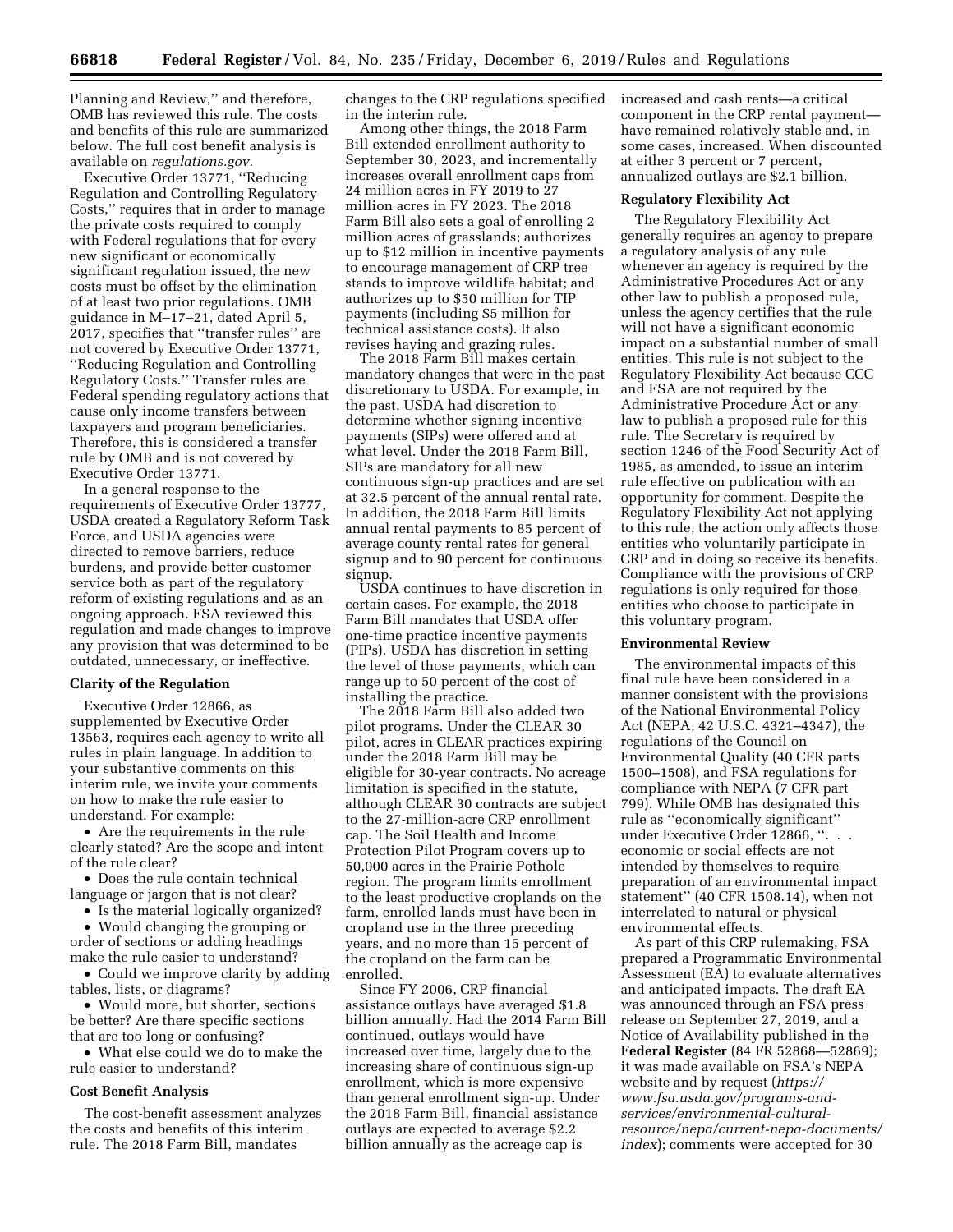Planning and Review,'' and therefore, OMB has reviewed this rule. The costs and benefits of this rule are summarized below. The full cost benefit analysis is available on *regulations.gov*.

Executive Order 13771, ''Reducing Regulation and Controlling Regulatory Costs,'' requires that in order to manage the private costs required to comply with Federal regulations that for every new significant or economically significant regulation issued, the new costs must be offset by the elimination of at least two prior regulations. OMB guidance in M–17–21, dated April 5, 2017, specifies that ''transfer rules'' are not covered by Executive Order 13771, ''Reducing Regulation and Controlling Regulatory Costs.'' Transfer rules are Federal spending regulatory actions that cause only income transfers between taxpayers and program beneficiaries. Therefore, this is considered a transfer rule by OMB and is not covered by Executive Order 13771.

In a general response to the requirements of Executive Order 13777, USDA created a Regulatory Reform Task Force, and USDA agencies were directed to remove barriers, reduce burdens, and provide better customer service both as part of the regulatory reform of existing regulations and as an ongoing approach. FSA reviewed this regulation and made changes to improve any provision that was determined to be outdated, unnecessary, or ineffective.

**Clarity of the Regulation**

Executive Order 12866, as supplemented by Executive Order 13563, requires each agency to write all rules in plain language. In addition to your substantive comments on this interim rule, we invite your comments on how to make the rule easier to understand. For example:

- Are the requirements in the rule clearly stated? Are the scope and intent of the rule clear?
- Does the rule contain technical language or jargon that is not clear?
- Is the material logically organized?
- Would changing the grouping or order of sections or adding headings make the rule easier to understand?
- Could we improve clarity by adding tables, lists, or diagrams?
- Would more, but shorter, sections be better? Are there specific sections that are too long or confusing?
- What else could we do to make the rule easier to understand?

**Cost Benefit Analysis**

The cost-benefit assessment analyzes the costs and benefits of this interim rule. The 2018 Farm Bill, mandates changes to the CRP regulations specified in the interim rule.

Among other things, the 2018 Farm Bill extended enrollment authority to September 30, 2023, and incrementally increases overall enrollment caps from 24 million acres in FY 2019 to 27 million acres in FY 2023. The 2018 Farm Bill also sets a goal of enrolling 2 million acres of grasslands; authorizes up to $12 million in incentive payments to encourage management of CRP tree stands to improve wildlife habitat; and authorizes up to $50 million for TIP payments (including $5 million for technical assistance costs). It also revises haying and grazing rules.

The 2018 Farm Bill makes certain mandatory changes that were in the past discretionary to USDA. For example, in the past, USDA had discretion to determine whether signing incentive payments (SIPs) were offered and at what level. Under the 2018 Farm Bill, SIPs are mandatory for all new continuous sign-up practices and are set at 32.5 percent of the annual rental rate. In addition, the 2018 Farm Bill limits annual rental payments to 85 percent of average county rental rates for general signup and to 90 percent for continuous signup.

USDA continues to have discretion in certain cases. For example, the 2018 Farm Bill mandates that USDA offer one-time practice incentive payments (PIPs). USDA has discretion in setting the level of those payments, which can range up to 50 percent of the cost of installing the practice.

The 2018 Farm Bill also added two pilot programs. Under the CLEAR 30 pilot, acres in CLEAR practices expiring under the 2018 Farm Bill may be eligible for 30-year contracts. No acreage limitation is specified in the statute, although CLEAR 30 contracts are subject to the 27-million-acre CRP enrollment cap. The Soil Health and Income Protection Pilot Program covers up to 50,000 acres in the Prairie Pothole region. The program limits enrollment to the least productive croplands on the farm, enrolled lands must have been in cropland use in the three preceding years, and no more than 15 percent of the cropland on the farm can be enrolled.

Since FY 2006, CRP financial assistance outlays have averaged $1.8 billion annually. Had the 2014 Farm Bill continued, outlays would have increased over time, largely due to the increasing share of continuous sign-up enrollment, which is more expensive than general enrollment sign-up. Under the 2018 Farm Bill, financial assistance outlays are expected to average $2.2 billion annually as the acreage cap is increased and cash rents—a critical component in the CRP rental payment—have remained relatively stable and, in some cases, increased. When discounted at either 3 percent or 7 percent, annualized outlays are $2.1 billion.

**Regulatory Flexibility Act**

The Regulatory Flexibility Act generally requires an agency to prepare a regulatory analysis of any rule whenever an agency is required by the Administrative Procedures Act or any other law to publish a proposed rule, unless the agency certifies that the rule will not have a significant economic impact on a substantial number of small entities. This rule is not subject to the Regulatory Flexibility Act because CCC and FSA are not required by the Administrative Procedure Act or any law to publish a proposed rule for this rule. The Secretary is required by section 1246 of the Food Security Act of 1985, as amended, to issue an interim rule effective on publication with an opportunity for comment. Despite the Regulatory Flexibility Act not applying to this rule, the action only affects those entities who voluntarily participate in CRP and in doing so receive its benefits. Compliance with the provisions of CRP regulations is only required for those entities who choose to participate in this voluntary program.

**Environmental Review**

The environmental impacts of this final rule have been considered in a manner consistent with the provisions of the National Environmental Policy Act (NEPA, 42 U.S.C. 4321–4347), the regulations of the Council on Environmental Quality (40 CFR parts 1500–1508), and FSA regulations for compliance with NEPA (7 CFR part 799). While OMB has designated this rule as ''economically significant'' under Executive Order 12866, ''. . . economic or social effects are not intended by themselves to require preparation of an environmental impact statement'' (40 CFR 1508.14), when not interrelated to natural or physical environmental effects.

As part of this CRP rulemaking, FSA prepared a Programmatic Environmental Assessment (EA) to evaluate alternatives and anticipated impacts. The draft EA was announced through an FSA press release on September 27, 2019, and a Notice of Availability published in the **Federal Register** (84 FR 52868—52869); it was made available on FSA's NEPA website and by request (*https://www.fsa.usda.gov/programs-and-services/environmental-cultural-resource/nepa/current-nepa-documents/index*); comments were accepted for 30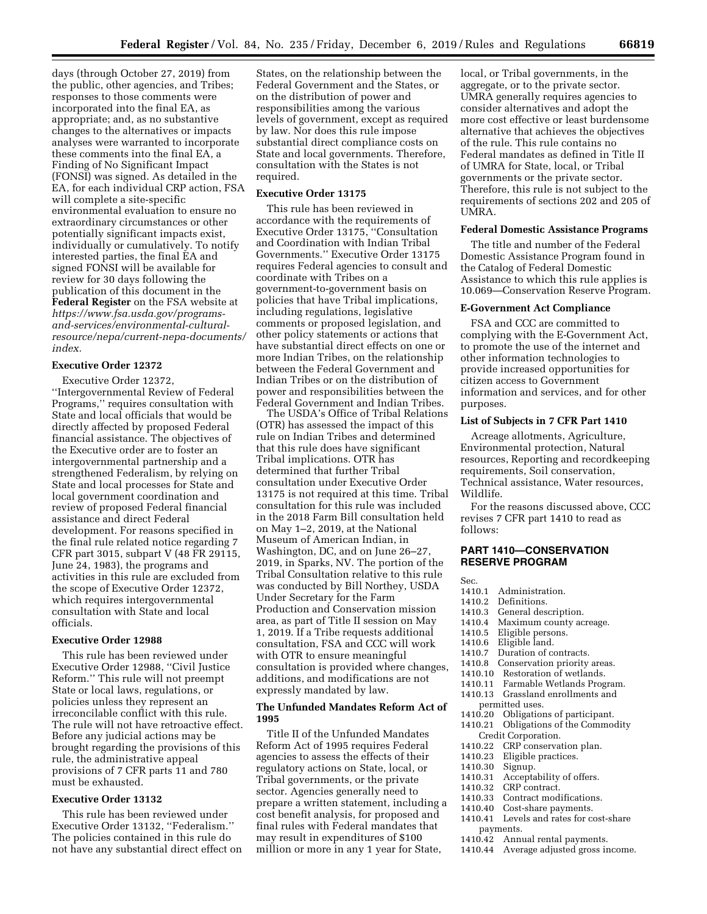days (through October 27, 2019) from the public, other agencies, and Tribes; responses to those comments were incorporated into the final EA, as appropriate; and, as no substantive changes to the alternatives or impacts analyses were warranted to incorporate these comments into the final EA, a Finding of No Significant Impact (FONSI) was signed. As detailed in the EA, for each individual CRP action, FSA will complete a site-specific environmental evaluation to ensure no extraordinary circumstances or other potentially significant impacts exist, individually or cumulatively. To notify interested parties, the final EA and signed FONSI will be available for review for 30 days following the publication of this document in the **Federal Register** on the FSA website at *https://www.fsa.usda.gov/programs-and-services/environmental-cultural-resource/nepa/current-nepa-documents/index.*

### Executive Order 12372

Executive Order 12372, ''Intergovernmental Review of Federal Programs,'' requires consultation with State and local officials that would be directly affected by proposed Federal financial assistance. The objectives of the Executive order are to foster an intergovernmental partnership and a strengthened Federalism, by relying on State and local processes for State and local government coordination and review of proposed Federal financial assistance and direct Federal development. For reasons specified in the final rule related notice regarding 7 CFR part 3015, subpart V (48 FR 29115, June 24, 1983), the programs and activities in this rule are excluded from the scope of Executive Order 12372, which requires intergovernmental consultation with State and local officials.

### Executive Order 12988

This rule has been reviewed under Executive Order 12988, ''Civil Justice Reform.'' This rule will not preempt State or local laws, regulations, or policies unless they represent an irreconcilable conflict with this rule. The rule will not have retroactive effect. Before any judicial actions may be brought regarding the provisions of this rule, the administrative appeal provisions of 7 CFR parts 11 and 780 must be exhausted.

### Executive Order 13132

This rule has been reviewed under Executive Order 13132, ''Federalism.'' The policies contained in this rule do not have any substantial direct effect on States, on the relationship between the Federal Government and the States, or on the distribution of power and responsibilities among the various levels of government, except as required by law. Nor does this rule impose substantial direct compliance costs on State and local governments. Therefore, consultation with the States is not required.

### Executive Order 13175

This rule has been reviewed in accordance with the requirements of Executive Order 13175, ''Consultation and Coordination with Indian Tribal Governments.'' Executive Order 13175 requires Federal agencies to consult and coordinate with Tribes on a government-to-government basis on policies that have Tribal implications, including regulations, legislative comments or proposed legislation, and other policy statements or actions that have substantial direct effects on one or more Indian Tribes, on the relationship between the Federal Government and Indian Tribes or on the distribution of power and responsibilities between the Federal Government and Indian Tribes.

The USDA's Office of Tribal Relations (OTR) has assessed the impact of this rule on Indian Tribes and determined that this rule does have significant Tribal implications. OTR has determined that further Tribal consultation under Executive Order 13175 is not required at this time. Tribal consultation for this rule was included in the 2018 Farm Bill consultation held on May 1–2, 2019, at the National Museum of American Indian, in Washington, DC, and on June 26–27, 2019, in Sparks, NV. The portion of the Tribal Consultation relative to this rule was conducted by Bill Northey, USDA Under Secretary for the Farm Production and Conservation mission area, as part of Title II session on May 1, 2019. If a Tribe requests additional consultation, FSA and CCC will work with OTR to ensure meaningful consultation is provided where changes, additions, and modifications are not expressly mandated by law.

### The Unfunded Mandates Reform Act of 1995

Title II of the Unfunded Mandates Reform Act of 1995 requires Federal agencies to assess the effects of their regulatory actions on State, local, or Tribal governments, or the private sector. Agencies generally need to prepare a written statement, including a cost benefit analysis, for proposed and final rules with Federal mandates that may result in expenditures of $100 million or more in any 1 year for State, local, or Tribal governments, in the aggregate, or to the private sector. UMRA generally requires agencies to consider alternatives and adopt the more cost effective or least burdensome alternative that achieves the objectives of the rule. This rule contains no Federal mandates as defined in Title II of UMRA for State, local, or Tribal governments or the private sector. Therefore, this rule is not subject to the requirements of sections 202 and 205 of UMRA.

### Federal Domestic Assistance Programs

The title and number of the Federal Domestic Assistance Program found in the Catalog of Federal Domestic Assistance to which this rule applies is 10.069—Conservation Reserve Program.

### E-Government Act Compliance

FSA and CCC are committed to complying with the E-Government Act, to promote the use of the internet and other information technologies to provide increased opportunities for citizen access to Government information and services, and for other purposes.

### List of Subjects in 7 CFR Part 1410

Acreage allotments, Agriculture, Environmental protection, Natural resources, Reporting and recordkeeping requirements, Soil conservation, Technical assistance, Water resources, Wildlife.

For the reasons discussed above, CCC revises 7 CFR part 1410 to read as follows:

## PART 1410—CONSERVATION RESERVE PROGRAM

Sec.
1410.1 Administration.
1410.2 Definitions.
1410.3 General description.
1410.4 Maximum county acreage.
1410.5 Eligible persons.
1410.6 Eligible land.
1410.7 Duration of contracts.
1410.8 Conservation priority areas.
1410.10 Restoration of wetlands.
1410.11 Farmable Wetlands Program.
1410.13 Grassland enrollments and permitted uses.
1410.20 Obligations of participant.
1410.21 Obligations of the Commodity Credit Corporation.
1410.22 CRP conservation plan.
1410.23 Eligible practices.
1410.30 Signup.
1410.31 Acceptability of offers.
1410.32 CRP contract.
1410.33 Contract modifications.
1410.40 Cost-share payments.
1410.41 Levels and rates for cost-share payments.
1410.42 Annual rental payments.
1410.44 Average adjusted gross income.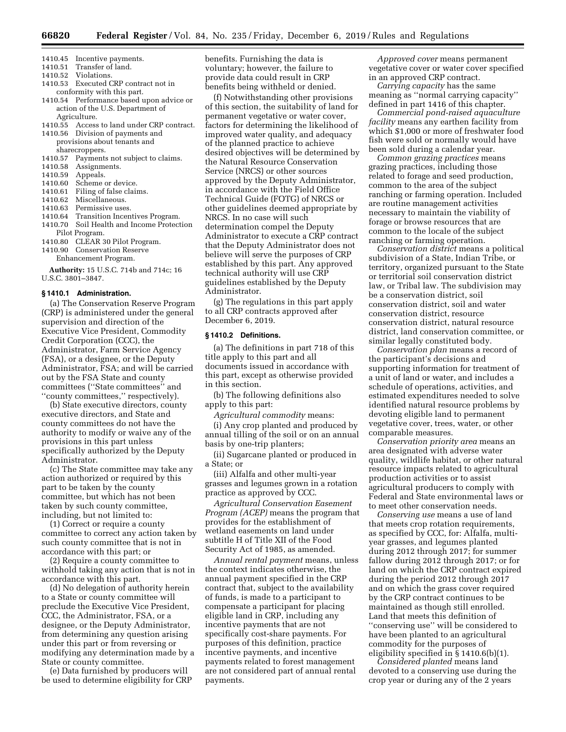1410.45 Incentive payments.
1410.51 Transfer of land.
1410.52 Violations.
1410.53 Executed CRP contract not in conformity with this part.
1410.54 Performance based upon advice or action of the U.S. Department of Agriculture.
1410.55 Access to land under CRP contract.
1410.56 Division of payments and provisions about tenants and sharecroppers.
1410.57 Payments not subject to claims.
1410.58 Assignments.
1410.59 Appeals.
1410.60 Scheme or device.
1410.61 Filing of false claims.
1410.62 Miscellaneous.
1410.63 Permissive uses.
1410.64 Transition Incentives Program.
1410.70 Soil Health and Income Protection Pilot Program.
1410.80 CLEAR 30 Pilot Program.
1410.90 Conservation Reserve Enhancement Program.

**Authority:** 15 U.S.C. 714b and 714c; 16 U.S.C. 3801–3847.

### § 1410.1 Administration.

(a) The Conservation Reserve Program (CRP) is administered under the general supervision and direction of the Executive Vice President, Commodity Credit Corporation (CCC), the Administrator, Farm Service Agency (FSA), or a designee, or the Deputy Administrator, FSA; and will be carried out by the FSA State and county committees (''State committees'' and ''county committees,'' respectively).

(b) State executive directors, county executive directors, and State and county committees do not have the authority to modify or waive any of the provisions in this part unless specifically authorized by the Deputy Administrator.

(c) The State committee may take any action authorized or required by this part to be taken by the county committee, but which has not been taken by such county committee, including, but not limited to:

(1) Correct or require a county committee to correct any action taken by such county committee that is not in accordance with this part; or

(2) Require a county committee to withhold taking any action that is not in accordance with this part.

(d) No delegation of authority herein to a State or county committee will preclude the Executive Vice President, CCC, the Administrator, FSA, or a designee, or the Deputy Administrator, from determining any question arising under this part or from reversing or modifying any determination made by a State or county committee.

(e) Data furnished by producers will be used to determine eligibility for CRP benefits. Furnishing the data is voluntary; however, the failure to provide data could result in CRP benefits being withheld or denied.

(f) Notwithstanding other provisions of this section, the suitability of land for permanent vegetative or water cover, factors for determining the likelihood of improved water quality, and adequacy of the planned practice to achieve desired objectives will be determined by the Natural Resource Conservation Service (NRCS) or other sources approved by the Deputy Administrator, in accordance with the Field Office Technical Guide (FOTG) of NRCS or other guidelines deemed appropriate by NRCS. In no case will such determination compel the Deputy Administrator to execute a CRP contract that the Deputy Administrator does not believe will serve the purposes of CRP established by this part. Any approved technical authority will use CRP guidelines established by the Deputy Administrator.

(g) The regulations in this part apply to all CRP contracts approved after December 6, 2019.

### § 1410.2 Definitions.

(a) The definitions in part 718 of this title apply to this part and all documents issued in accordance with this part, except as otherwise provided in this section.

(b) The following definitions also apply to this part:

*Agricultural commodity* means:

(i) Any crop planted and produced by annual tilling of the soil or on an annual basis by one-trip planters;

(ii) Sugarcane planted or produced in a State; or

(iii) Alfalfa and other multi-year grasses and legumes grown in a rotation practice as approved by CCC.

*Agricultural Conservation Easement Program (ACEP)* means the program that provides for the establishment of wetland easements on land under subtitle H of Title XII of the Food Security Act of 1985, as amended.

*Annual rental payment* means, unless the context indicates otherwise, the annual payment specified in the CRP contract that, subject to the availability of funds, is made to a participant to compensate a participant for placing eligible land in CRP, including any incentive payments that are not specifically cost-share payments. For purposes of this definition, practice incentive payments, and incentive payments related to forest management are not considered part of annual rental payments.

*Approved cover* means permanent vegetative cover or water cover specified in an approved CRP contract.

*Carrying capacity* has the same meaning as ''normal carrying capacity'' defined in part 1416 of this chapter.

*Commercial pond-raised aquaculture facility* means any earthen facility from which $1,000 or more of freshwater food fish were sold or normally would have been sold during a calendar year.

*Common grazing practices* means grazing practices, including those related to forage and seed production, common to the area of the subject ranching or farming operation. Included are routine management activities necessary to maintain the viability of forage or browse resources that are common to the locale of the subject ranching or farming operation.

*Conservation district* means a political subdivision of a State, Indian Tribe, or territory, organized pursuant to the State or territorial soil conservation district law, or Tribal law. The subdivision may be a conservation district, soil conservation district, soil and water conservation district, resource conservation district, natural resource district, land conservation committee, or similar legally constituted body.

*Conservation plan* means a record of the participant's decisions and supporting information for treatment of a unit of land or water, and includes a schedule of operations, activities, and estimated expenditures needed to solve identified natural resource problems by devoting eligible land to permanent vegetative cover, trees, water, or other comparable measures.

*Conservation priority area* means an area designated with adverse water quality, wildlife habitat, or other natural resource impacts related to agricultural production activities or to assist agricultural producers to comply with Federal and State environmental laws or to meet other conservation needs.

*Conserving use* means a use of land that meets crop rotation requirements, as specified by CCC, for: Alfalfa, multi-year grasses, and legumes planted during 2012 through 2017; for summer fallow during 2012 through 2017; or for land on which the CRP contract expired during the period 2012 through 2017 and on which the grass cover required by the CRP contract continues to be maintained as though still enrolled. Land that meets this definition of ''conserving use'' will be considered to have been planted to an agricultural commodity for the purposes of eligibility specified in § 1410.6(b)(1).

*Considered planted* means land devoted to a conserving use during the crop year or during any of the 2 years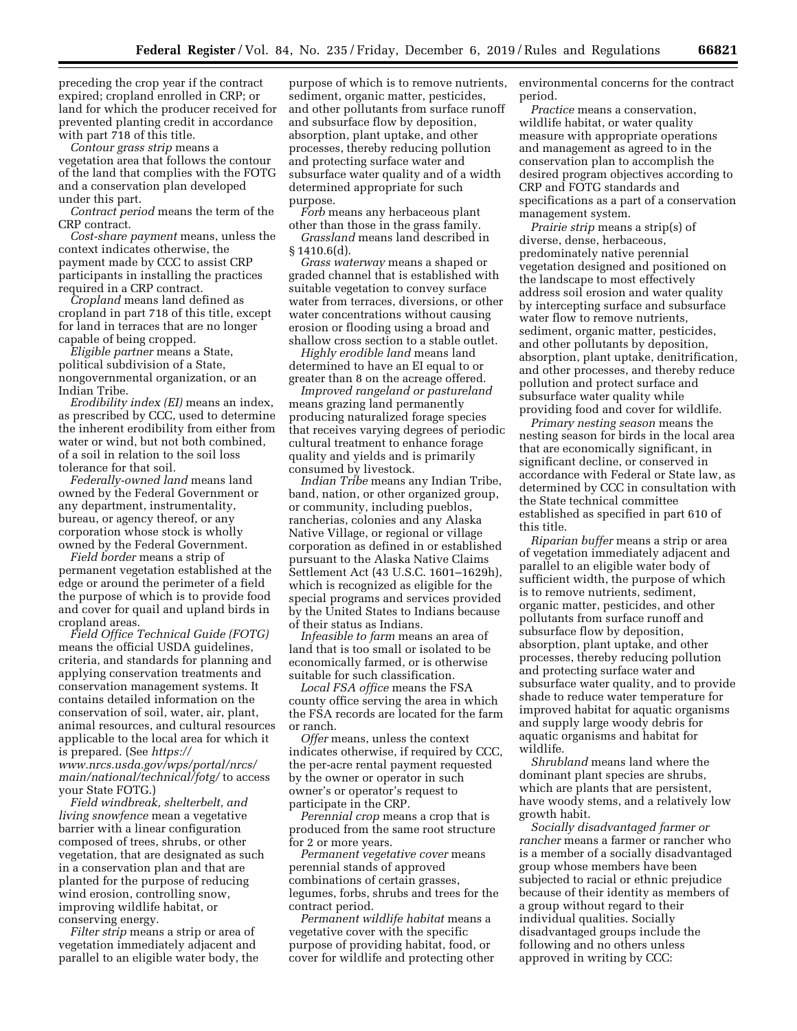preceding the crop year if the contract expired; cropland enrolled in CRP; or land for which the producer received for prevented planting credit in accordance with part 718 of this title.

*Contour grass strip* means a vegetation area that follows the contour of the land that complies with the FOTG and a conservation plan developed under this part.

*Contract period* means the term of the CRP contract.

*Cost-share payment* means, unless the context indicates otherwise, the payment made by CCC to assist CRP participants in installing the practices required in a CRP contract.

*Cropland* means land defined as cropland in part 718 of this title, except for land in terraces that are no longer capable of being cropped.

*Eligible partner* means a State, political subdivision of a State, nongovernmental organization, or an Indian Tribe.

*Erodibility index (EI)* means an index, as prescribed by CCC, used to determine the inherent erodibility from either from water or wind, but not both combined, of a soil in relation to the soil loss tolerance for that soil.

*Federally-owned land* means land owned by the Federal Government or any department, instrumentality, bureau, or agency thereof, or any corporation whose stock is wholly owned by the Federal Government.

*Field border* means a strip of permanent vegetation established at the edge or around the perimeter of a field the purpose of which is to provide food and cover for quail and upland birds in cropland areas.

*Field Office Technical Guide (FOTG)* means the official USDA guidelines, criteria, and standards for planning and applying conservation treatments and conservation management systems. It contains detailed information on the conservation of soil, water, air, plant, animal resources, and cultural resources applicable to the local area for which it is prepared. (See *https://www.nrcs.usda.gov/wps/portal/nrcs/main/national/technical/fotg/* to access your State FOTG.)

*Field windbreak, shelterbelt, and living snowfence* mean a vegetative barrier with a linear configuration composed of trees, shrubs, or other vegetation, that are designated as such in a conservation plan and that are planted for the purpose of reducing wind erosion, controlling snow, improving wildlife habitat, or conserving energy.

*Filter strip* means a strip or area of vegetation immediately adjacent and parallel to an eligible water body, the purpose of which is to remove nutrients, sediment, organic matter, pesticides, and other pollutants from surface runoff and subsurface flow by deposition, absorption, plant uptake, and other processes, thereby reducing pollution and protecting surface water and subsurface water quality and of a width determined appropriate for such purpose.

*Forb* means any herbaceous plant other than those in the grass family.

*Grassland* means land described in § 1410.6(d).

*Grass waterway* means a shaped or graded channel that is established with suitable vegetation to convey surface water from terraces, diversions, or other water concentrations without causing erosion or flooding using a broad and shallow cross section to a stable outlet.

*Highly erodible land* means land determined to have an EI equal to or greater than 8 on the acreage offered.

*Improved rangeland or pastureland* means grazing land permanently producing naturalized forage species that receives varying degrees of periodic cultural treatment to enhance forage quality and yields and is primarily consumed by livestock.

*Indian Tribe* means any Indian Tribe, band, nation, or other organized group, or community, including pueblos, rancherias, colonies and any Alaska Native Village, or regional or village corporation as defined in or established pursuant to the Alaska Native Claims Settlement Act (43 U.S.C. 1601–1629h), which is recognized as eligible for the special programs and services provided by the United States to Indians because of their status as Indians.

*Infeasible to farm* means an area of land that is too small or isolated to be economically farmed, or is otherwise suitable for such classification.

*Local FSA office* means the FSA county office serving the area in which the FSA records are located for the farm or ranch.

*Offer* means, unless the context indicates otherwise, if required by CCC, the per-acre rental payment requested by the owner or operator in such owner's or operator's request to participate in the CRP.

*Perennial crop* means a crop that is produced from the same root structure for 2 or more years.

*Permanent vegetative cover* means perennial stands of approved combinations of certain grasses, legumes, forbs, shrubs and trees for the contract period.

*Permanent wildlife habitat* means a vegetative cover with the specific purpose of providing habitat, food, or cover for wildlife and protecting other environmental concerns for the contract period.

*Practice* means a conservation, wildlife habitat, or water quality measure with appropriate operations and management as agreed to in the conservation plan to accomplish the desired program objectives according to CRP and FOTG standards and specifications as a part of a conservation management system.

*Prairie strip* means a strip(s) of diverse, dense, herbaceous, predominately native perennial vegetation designed and positioned on the landscape to most effectively address soil erosion and water quality by intercepting surface and subsurface water flow to remove nutrients, sediment, organic matter, pesticides, and other pollutants by deposition, absorption, plant uptake, denitrification, and other processes, and thereby reduce pollution and protect surface and subsurface water quality while providing food and cover for wildlife.

*Primary nesting season* means the nesting season for birds in the local area that are economically significant, in significant decline, or conserved in accordance with Federal or State law, as determined by CCC in consultation with the State technical committee established as specified in part 610 of this title.

*Riparian buffer* means a strip or area of vegetation immediately adjacent and parallel to an eligible water body of sufficient width, the purpose of which is to remove nutrients, sediment, organic matter, pesticides, and other pollutants from surface runoff and subsurface flow by deposition, absorption, plant uptake, and other processes, thereby reducing pollution and protecting surface water and subsurface water quality, and to provide shade to reduce water temperature for improved habitat for aquatic organisms and supply large woody debris for aquatic organisms and habitat for wildlife.

*Shrubland* means land where the dominant plant species are shrubs, which are plants that are persistent, have woody stems, and a relatively low growth habit.

*Socially disadvantaged farmer or rancher* means a farmer or rancher who is a member of a socially disadvantaged group whose members have been subjected to racial or ethnic prejudice because of their identity as members of a group without regard to their individual qualities. Socially disadvantaged groups include the following and no others unless approved in writing by CCC: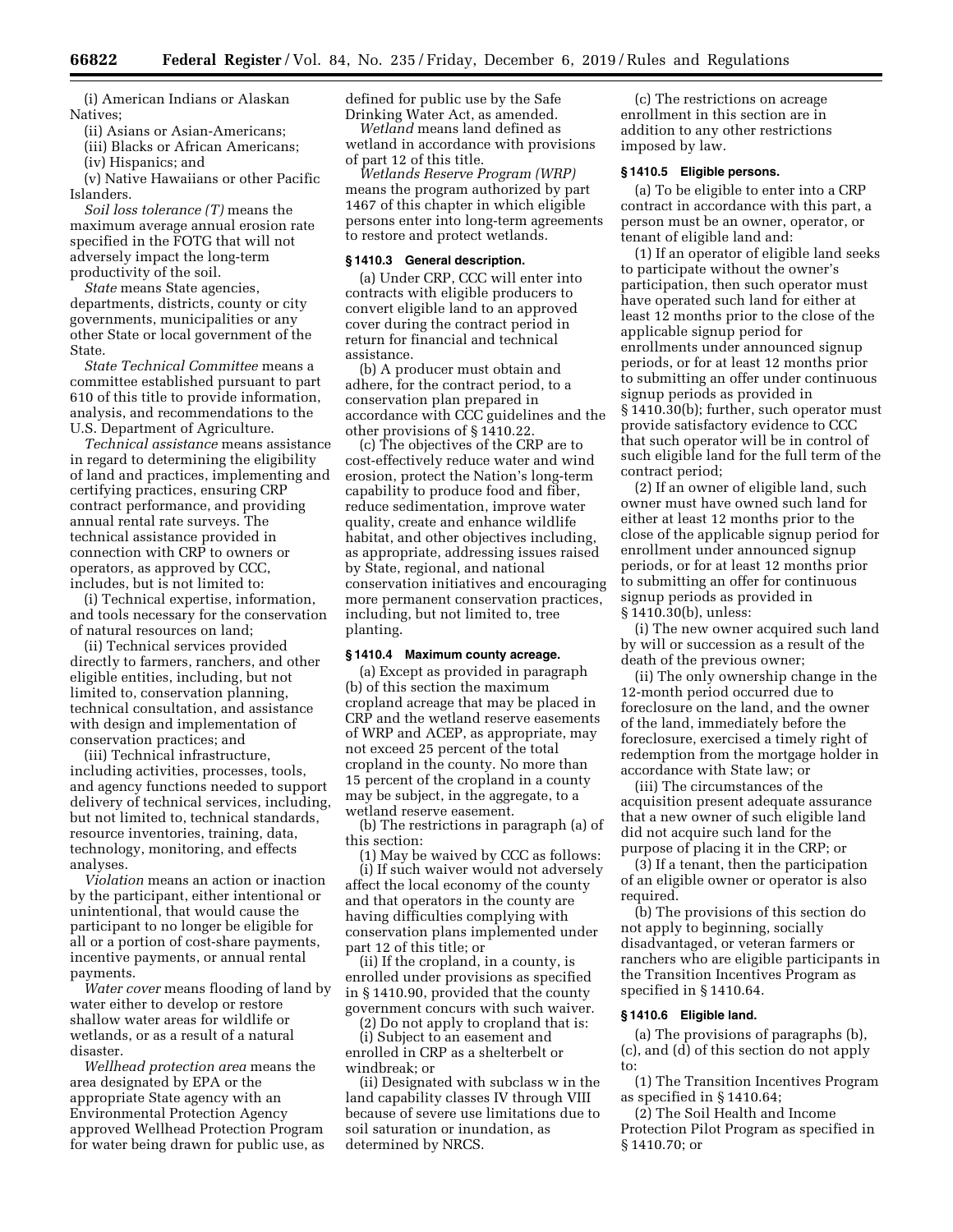(i) American Indians or Alaskan Natives;

(ii) Asians or Asian-Americans;

(iii) Blacks or African Americans;

(iv) Hispanics; and

(v) Native Hawaiians or other Pacific Islanders.

*Soil loss tolerance (T)* means the maximum average annual erosion rate specified in the FOTG that will not adversely impact the long-term productivity of the soil.

*State* means State agencies, departments, districts, county or city governments, municipalities or any other State or local government of the State.

*State Technical Committee* means a committee established pursuant to part 610 of this title to provide information, analysis, and recommendations to the U.S. Department of Agriculture.

*Technical assistance* means assistance in regard to determining the eligibility of land and practices, implementing and certifying practices, ensuring CRP contract performance, and providing annual rental rate surveys. The technical assistance provided in connection with CRP to owners or operators, as approved by CCC, includes, but is not limited to:

(i) Technical expertise, information, and tools necessary for the conservation of natural resources on land;

(ii) Technical services provided directly to farmers, ranchers, and other eligible entities, including, but not limited to, conservation planning, technical consultation, and assistance with design and implementation of conservation practices; and

(iii) Technical infrastructure, including activities, processes, tools, and agency functions needed to support delivery of technical services, including, but not limited to, technical standards, resource inventories, training, data, technology, monitoring, and effects analyses.

*Violation* means an action or inaction by the participant, either intentional or unintentional, that would cause the participant to no longer be eligible for all or a portion of cost-share payments, incentive payments, or annual rental payments.

*Water cover* means flooding of land by water either to develop or restore shallow water areas for wildlife or wetlands, or as a result of a natural disaster.

*Wellhead protection area* means the area designated by EPA or the appropriate State agency with an Environmental Protection Agency approved Wellhead Protection Program for water being drawn for public use, as defined for public use by the Safe Drinking Water Act, as amended.

*Wetland* means land defined as wetland in accordance with provisions of part 12 of this title.

*Wetlands Reserve Program (WRP)* means the program authorized by part 1467 of this chapter in which eligible persons enter into long-term agreements to restore and protect wetlands.

### § 1410.3 General description.

(a) Under CRP, CCC will enter into contracts with eligible producers to convert eligible land to an approved cover during the contract period in return for financial and technical assistance.

(b) A producer must obtain and adhere, for the contract period, to a conservation plan prepared in accordance with CCC guidelines and the other provisions of § 1410.22.

(c) The objectives of the CRP are to cost-effectively reduce water and wind erosion, protect the Nation's long-term capability to produce food and fiber, reduce sedimentation, improve water quality, create and enhance wildlife habitat, and other objectives including, as appropriate, addressing issues raised by State, regional, and national conservation initiatives and encouraging more permanent conservation practices, including, but not limited to, tree planting.

### § 1410.4 Maximum county acreage.

(a) Except as provided in paragraph (b) of this section the maximum cropland acreage that may be placed in CRP and the wetland reserve easements of WRP and ACEP, as appropriate, may not exceed 25 percent of the total cropland in the county. No more than 15 percent of the cropland in a county may be subject, in the aggregate, to a wetland reserve easement.

(b) The restrictions in paragraph (a) of this section:

(1) May be waived by CCC as follows:

(i) If such waiver would not adversely affect the local economy of the county and that operators in the county are having difficulties complying with conservation plans implemented under part 12 of this title; or

(ii) If the cropland, in a county, is enrolled under provisions as specified in § 1410.90, provided that the county government concurs with such waiver.

(2) Do not apply to cropland that is:

(i) Subject to an easement and enrolled in CRP as a shelterbelt or windbreak; or

(ii) Designated with subclass w in the land capability classes IV through VIII because of severe use limitations due to soil saturation or inundation, as determined by NRCS.

(c) The restrictions on acreage enrollment in this section are in addition to any other restrictions imposed by law.

### § 1410.5 Eligible persons.

(a) To be eligible to enter into a CRP contract in accordance with this part, a person must be an owner, operator, or tenant of eligible land and:

(1) If an operator of eligible land seeks to participate without the owner's participation, then such operator must have operated such land for either at least 12 months prior to the close of the applicable signup period for enrollments under announced signup periods, or for at least 12 months prior to submitting an offer under continuous signup periods as provided in § 1410.30(b); further, such operator must provide satisfactory evidence to CCC that such operator will be in control of such eligible land for the full term of the contract period;

(2) If an owner of eligible land, such owner must have owned such land for either at least 12 months prior to the close of the applicable signup period for enrollment under announced signup periods, or for at least 12 months prior to submitting an offer for continuous signup periods as provided in § 1410.30(b), unless:

(i) The new owner acquired such land by will or succession as a result of the death of the previous owner;

(ii) The only ownership change in the 12-month period occurred due to foreclosure on the land, and the owner of the land, immediately before the foreclosure, exercised a timely right of redemption from the mortgage holder in accordance with State law; or

(iii) The circumstances of the acquisition present adequate assurance that a new owner of such eligible land did not acquire such land for the purpose of placing it in the CRP; or

(3) If a tenant, then the participation of an eligible owner or operator is also required.

(b) The provisions of this section do not apply to beginning, socially disadvantaged, or veteran farmers or ranchers who are eligible participants in the Transition Incentives Program as specified in § 1410.64.

### § 1410.6 Eligible land.

(a) The provisions of paragraphs (b), (c), and (d) of this section do not apply to:

(1) The Transition Incentives Program as specified in § 1410.64;

(2) The Soil Health and Income Protection Pilot Program as specified in § 1410.70; or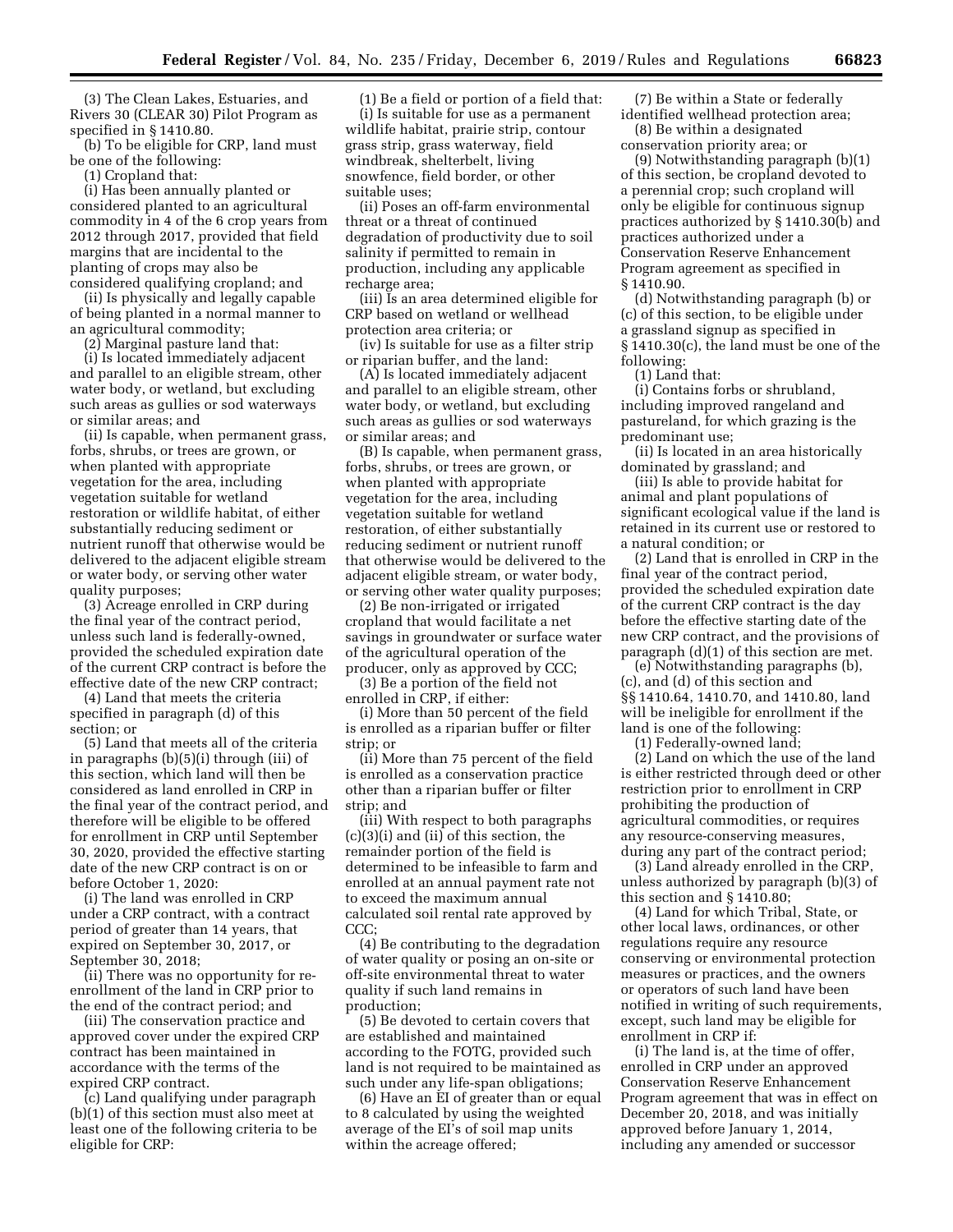(3) The Clean Lakes, Estuaries, and Rivers 30 (CLEAR 30) Pilot Program as specified in § 1410.80.

(b) To be eligible for CRP, land must be one of the following:

(1) Cropland that:

(i) Has been annually planted or considered planted to an agricultural commodity in 4 of the 6 crop years from 2012 through 2017, provided that field margins that are incidental to the planting of crops may also be considered qualifying cropland; and

(ii) Is physically and legally capable of being planted in a normal manner to an agricultural commodity;

(2) Marginal pasture land that:

(i) Is located immediately adjacent and parallel to an eligible stream, other water body, or wetland, but excluding such areas as gullies or sod waterways or similar areas; and

(ii) Is capable, when permanent grass, forbs, shrubs, or trees are grown, or when planted with appropriate vegetation for the area, including vegetation suitable for wetland restoration or wildlife habitat, of either substantially reducing sediment or nutrient runoff that otherwise would be delivered to the adjacent eligible stream or water body, or serving other water quality purposes;

(3) Acreage enrolled in CRP during the final year of the contract period, unless such land is federally-owned, provided the scheduled expiration date of the current CRP contract is before the effective date of the new CRP contract;

(4) Land that meets the criteria specified in paragraph (d) of this section; or

(5) Land that meets all of the criteria in paragraphs (b)(5)(i) through (iii) of this section, which land will then be considered as land enrolled in CRP in the final year of the contract period, and therefore will be eligible to be offered for enrollment in CRP until September 30, 2020, provided the effective starting date of the new CRP contract is on or before October 1, 2020:

(i) The land was enrolled in CRP under a CRP contract, with a contract period of greater than 14 years, that expired on September 30, 2017, or September 30, 2018;

(ii) There was no opportunity for re-enrollment of the land in CRP prior to the end of the contract period; and

(iii) The conservation practice and approved cover under the expired CRP contract has been maintained in accordance with the terms of the expired CRP contract.

(c) Land qualifying under paragraph (b)(1) of this section must also meet at least one of the following criteria to be eligible for CRP:

(1) Be a field or portion of a field that:

(i) Is suitable for use as a permanent wildlife habitat, prairie strip, contour grass strip, grass waterway, field windbreak, shelterbelt, living snowfence, field border, or other suitable uses;

(ii) Poses an off-farm environmental threat or a threat of continued degradation of productivity due to soil salinity if permitted to remain in production, including any applicable recharge area;

(iii) Is an area determined eligible for CRP based on wetland or wellhead protection area criteria; or

(iv) Is suitable for use as a filter strip or riparian buffer, and the land:

(A) Is located immediately adjacent and parallel to an eligible stream, other water body, or wetland, but excluding such areas as gullies or sod waterways or similar areas; and

(B) Is capable, when permanent grass, forbs, shrubs, or trees are grown, or when planted with appropriate vegetation for the area, including vegetation suitable for wetland restoration, of either substantially reducing sediment or nutrient runoff that otherwise would be delivered to the adjacent eligible stream, or water body, or serving other water quality purposes;

(2) Be non-irrigated or irrigated cropland that would facilitate a net savings in groundwater or surface water of the agricultural operation of the producer, only as approved by CCC;

(3) Be a portion of the field not enrolled in CRP, if either:

(i) More than 50 percent of the field is enrolled as a riparian buffer or filter strip; or

(ii) More than 75 percent of the field is enrolled as a conservation practice other than a riparian buffer or filter strip; and

(iii) With respect to both paragraphs (c)(3)(i) and (ii) of this section, the remainder portion of the field is determined to be infeasible to farm and enrolled at an annual payment rate not to exceed the maximum annual calculated soil rental rate approved by CCC;

(4) Be contributing to the degradation of water quality or posing an on-site or off-site environmental threat to water quality if such land remains in production;

(5) Be devoted to certain covers that are established and maintained according to the FOTG, provided such land is not required to be maintained as such under any life-span obligations;

(6) Have an EI of greater than or equal to 8 calculated by using the weighted average of the EI's of soil map units within the acreage offered;

(7) Be within a State or federally identified wellhead protection area;

(8) Be within a designated conservation priority area; or

(9) Notwithstanding paragraph (b)(1) of this section, be cropland devoted to a perennial crop; such cropland will only be eligible for continuous signup practices authorized by § 1410.30(b) and practices authorized under a Conservation Reserve Enhancement Program agreement as specified in § 1410.90.

(d) Notwithstanding paragraph (b) or (c) of this section, to be eligible under a grassland signup as specified in § 1410.30(c), the land must be one of the following:

(1) Land that:

(i) Contains forbs or shrubland, including improved rangeland and pastureland, for which grazing is the predominant use;

(ii) Is located in an area historically dominated by grassland; and

(iii) Is able to provide habitat for animal and plant populations of significant ecological value if the land is retained in its current use or restored to a natural condition; or

(2) Land that is enrolled in CRP in the final year of the contract period, provided the scheduled expiration date of the current CRP contract is the day before the effective starting date of the new CRP contract, and the provisions of paragraph (d)(1) of this section are met.

(e) Notwithstanding paragraphs (b), (c), and (d) of this section and §§ 1410.64, 1410.70, and 1410.80, land will be ineligible for enrollment if the land is one of the following:

(1) Federally-owned land;

(2) Land on which the use of the land is either restricted through deed or other restriction prior to enrollment in CRP prohibiting the production of agricultural commodities, or requires any resource-conserving measures, during any part of the contract period;

(3) Land already enrolled in the CRP, unless authorized by paragraph (b)(3) of this section and § 1410.80;

(4) Land for which Tribal, State, or other local laws, ordinances, or other regulations require any resource conserving or environmental protection measures or practices, and the owners or operators of such land have been notified in writing of such requirements, except, such land may be eligible for enrollment in CRP if:

(i) The land is, at the time of offer, enrolled in CRP under an approved Conservation Reserve Enhancement Program agreement that was in effect on December 20, 2018, and was initially approved before January 1, 2014, including any amended or successor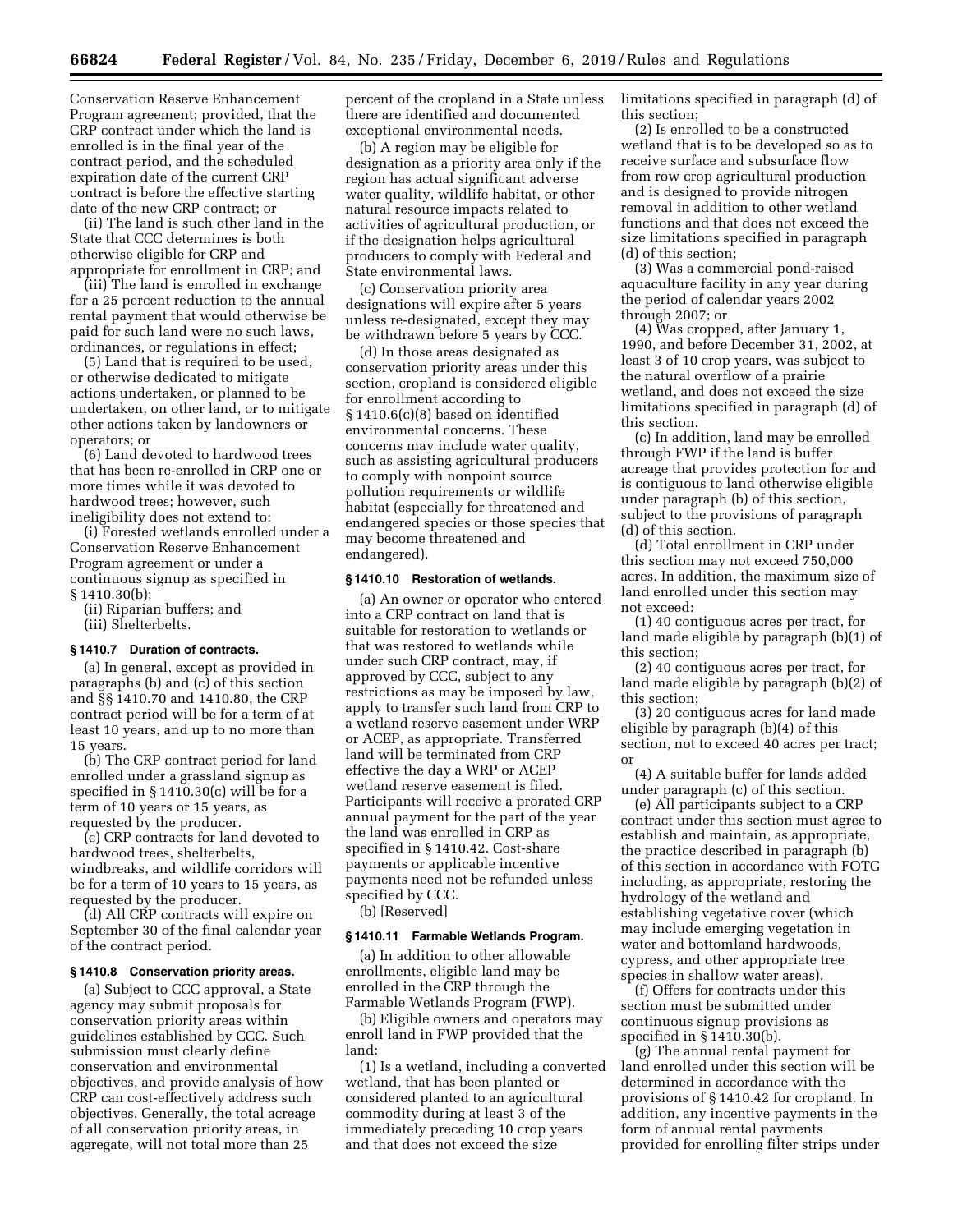Conservation Reserve Enhancement Program agreement; provided, that the CRP contract under which the land is enrolled is in the final year of the contract period, and the scheduled expiration date of the current CRP contract is before the effective starting date of the new CRP contract; or

(ii) The land is such other land in the State that CCC determines is both otherwise eligible for CRP and appropriate for enrollment in CRP; and

(iii) The land is enrolled in exchange for a 25 percent reduction to the annual rental payment that would otherwise be paid for such land were no such laws, ordinances, or regulations in effect;

(5) Land that is required to be used, or otherwise dedicated to mitigate actions undertaken, or planned to be undertaken, on other land, or to mitigate other actions taken by landowners or operators; or

(6) Land devoted to hardwood trees that has been re-enrolled in CRP one or more times while it was devoted to hardwood trees; however, such ineligibility does not extend to:

(i) Forested wetlands enrolled under a Conservation Reserve Enhancement Program agreement or under a continuous signup as specified in § 1410.30(b);

(ii) Riparian buffers; and

(iii) Shelterbelts.

### § 1410.7 Duration of contracts.

(a) In general, except as provided in paragraphs (b) and (c) of this section and §§ 1410.70 and 1410.80, the CRP contract period will be for a term of at least 10 years, and up to no more than 15 years.

(b) The CRP contract period for land enrolled under a grassland signup as specified in § 1410.30(c) will be for a term of 10 years or 15 years, as requested by the producer.

(c) CRP contracts for land devoted to hardwood trees, shelterbelts, windbreaks, and wildlife corridors will be for a term of 10 years to 15 years, as requested by the producer.

(d) All CRP contracts will expire on September 30 of the final calendar year of the contract period.

### § 1410.8 Conservation priority areas.

(a) Subject to CCC approval, a State agency may submit proposals for conservation priority areas within guidelines established by CCC. Such submission must clearly define conservation and environmental objectives, and provide analysis of how CRP can cost-effectively address such objectives. Generally, the total acreage of all conservation priority areas, in aggregate, will not total more than 25 percent of the cropland in a State unless there are identified and documented exceptional environmental needs.

(b) A region may be eligible for designation as a priority area only if the region has actual significant adverse water quality, wildlife habitat, or other natural resource impacts related to activities of agricultural production, or if the designation helps agricultural producers to comply with Federal and State environmental laws.

(c) Conservation priority area designations will expire after 5 years unless re-designated, except they may be withdrawn before 5 years by CCC.

(d) In those areas designated as conservation priority areas under this section, cropland is considered eligible for enrollment according to § 1410.6(c)(8) based on identified environmental concerns. These concerns may include water quality, such as assisting agricultural producers to comply with nonpoint source pollution requirements or wildlife habitat (especially for threatened and endangered species or those species that may become threatened and endangered).

### § 1410.10 Restoration of wetlands.

(a) An owner or operator who entered into a CRP contract on land that is suitable for restoration to wetlands or that was restored to wetlands while under such CRP contract, may, if approved by CCC, subject to any restrictions as may be imposed by law, apply to transfer such land from CRP to a wetland reserve easement under WRP or ACEP, as appropriate. Transferred land will be terminated from CRP effective the day a WRP or ACEP wetland reserve easement is filed. Participants will receive a prorated CRP annual payment for the part of the year the land was enrolled in CRP as specified in § 1410.42. Cost-share payments or applicable incentive payments need not be refunded unless specified by CCC.

(b) [Reserved]

### § 1410.11 Farmable Wetlands Program.

(a) In addition to other allowable enrollments, eligible land may be enrolled in the CRP through the Farmable Wetlands Program (FWP).

(b) Eligible owners and operators may enroll land in FWP provided that the land:

(1) Is a wetland, including a converted wetland, that has been planted or considered planted to an agricultural commodity during at least 3 of the immediately preceding 10 crop years and that does not exceed the size limitations specified in paragraph (d) of this section;

(2) Is enrolled to be a constructed wetland that is to be developed so as to receive surface and subsurface flow from row crop agricultural production and is designed to provide nitrogen removal in addition to other wetland functions and that does not exceed the size limitations specified in paragraph (d) of this section;

(3) Was a commercial pond-raised aquaculture facility in any year during the period of calendar years 2002 through 2007; or

(4) Was cropped, after January 1, 1990, and before December 31, 2002, at least 3 of 10 crop years, was subject to the natural overflow of a prairie wetland, and does not exceed the size limitations specified in paragraph (d) of this section.

(c) In addition, land may be enrolled through FWP if the land is buffer acreage that provides protection for and is contiguous to land otherwise eligible under paragraph (b) of this section, subject to the provisions of paragraph (d) of this section.

(d) Total enrollment in CRP under this section may not exceed 750,000 acres. In addition, the maximum size of land enrolled under this section may not exceed:

(1) 40 contiguous acres per tract, for land made eligible by paragraph (b)(1) of this section;

(2) 40 contiguous acres per tract, for land made eligible by paragraph (b)(2) of this section;

(3) 20 contiguous acres for land made eligible by paragraph (b)(4) of this section, not to exceed 40 acres per tract; or

(4) A suitable buffer for lands added under paragraph (c) of this section.

(e) All participants subject to a CRP contract under this section must agree to establish and maintain, as appropriate, the practice described in paragraph (b) of this section in accordance with FOTG including, as appropriate, restoring the hydrology of the wetland and establishing vegetative cover (which may include emerging vegetation in water and bottomland hardwoods, cypress, and other appropriate tree species in shallow water areas).

(f) Offers for contracts under this section must be submitted under continuous signup provisions as specified in § 1410.30(b).

(g) The annual rental payment for land enrolled under this section will be determined in accordance with the provisions of § 1410.42 for cropland. In addition, any incentive payments in the form of annual rental payments provided for enrolling filter strips under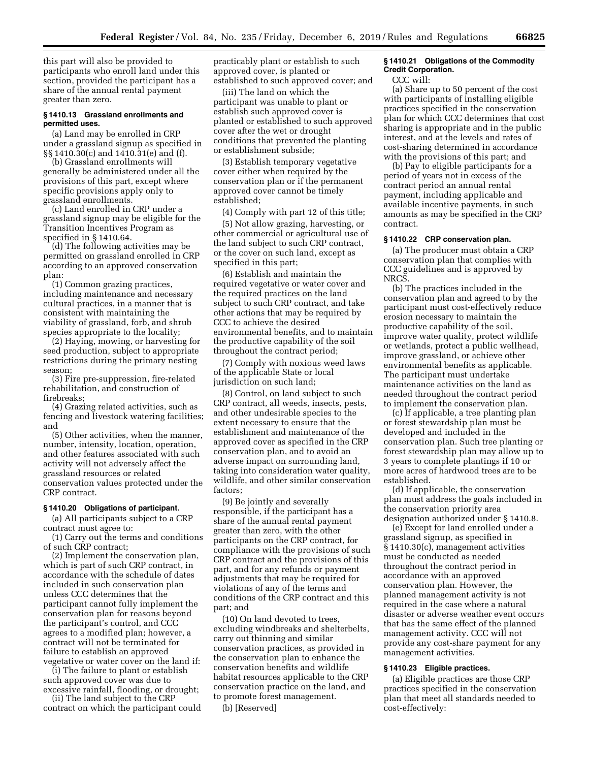this part will also be provided to participants who enroll land under this section, provided the participant has a share of the annual rental payment greater than zero.

### § 1410.13 Grassland enrollments and permitted uses.

(a) Land may be enrolled in CRP under a grassland signup as specified in §§ 1410.30(c) and 1410.31(e) and (f).

(b) Grassland enrollments will generally be administered under all the provisions of this part, except where specific provisions apply only to grassland enrollments.

(c) Land enrolled in CRP under a grassland signup may be eligible for the Transition Incentives Program as specified in § 1410.64.

(d) The following activities may be permitted on grassland enrolled in CRP according to an approved conservation plan:

(1) Common grazing practices, including maintenance and necessary cultural practices, in a manner that is consistent with maintaining the viability of grassland, forb, and shrub species appropriate to the locality;

(2) Haying, mowing, or harvesting for seed production, subject to appropriate restrictions during the primary nesting season;

(3) Fire pre-suppression, fire-related rehabilitation, and construction of firebreaks;

(4) Grazing related activities, such as fencing and livestock watering facilities; and

(5) Other activities, when the manner, number, intensity, location, operation, and other features associated with such activity will not adversely affect the grassland resources or related conservation values protected under the CRP contract.

### § 1410.20 Obligations of participant.

(a) All participants subject to a CRP contract must agree to:

(1) Carry out the terms and conditions of such CRP contract;

(2) Implement the conservation plan, which is part of such CRP contract, in accordance with the schedule of dates included in such conservation plan unless CCC determines that the participant cannot fully implement the conservation plan for reasons beyond the participant's control, and CCC agrees to a modified plan; however, a contract will not be terminated for failure to establish an approved vegetative or water cover on the land if:

(i) The failure to plant or establish such approved cover was due to excessive rainfall, flooding, or drought;

(ii) The land subject to the CRP contract on which the participant could practicably plant or establish to such approved cover, is planted or established to such approved cover; and

(iii) The land on which the participant was unable to plant or establish such approved cover is planted or established to such approved cover after the wet or drought conditions that prevented the planting or establishment subside;

(3) Establish temporary vegetative cover either when required by the conservation plan or if the permanent approved cover cannot be timely established;

(4) Comply with part 12 of this title;

(5) Not allow grazing, harvesting, or other commercial or agricultural use of the land subject to such CRP contract, or the cover on such land, except as specified in this part;

(6) Establish and maintain the required vegetative or water cover and the required practices on the land subject to such CRP contract, and take other actions that may be required by CCC to achieve the desired environmental benefits, and to maintain the productive capability of the soil throughout the contract period;

(7) Comply with noxious weed laws of the applicable State or local jurisdiction on such land;

(8) Control, on land subject to such CRP contract, all weeds, insects, pests, and other undesirable species to the extent necessary to ensure that the establishment and maintenance of the approved cover as specified in the CRP conservation plan, and to avoid an adverse impact on surrounding land, taking into consideration water quality, wildlife, and other similar conservation factors;

(9) Be jointly and severally responsible, if the participant has a share of the annual rental payment greater than zero, with the other participants on the CRP contract, for compliance with the provisions of such CRP contract and the provisions of this part, and for any refunds or payment adjustments that may be required for violations of any of the terms and conditions of the CRP contract and this part; and

(10) On land devoted to trees, excluding windbreaks and shelterbelts, carry out thinning and similar conservation practices, as provided in the conservation plan to enhance the conservation benefits and wildlife habitat resources applicable to the CRP conservation practice on the land, and to promote forest management.

(b) [Reserved]

### § 1410.21 Obligations of the Commodity Credit Corporation.

CCC will:

(a) Share up to 50 percent of the cost with participants of installing eligible practices specified in the conservation plan for which CCC determines that cost sharing is appropriate and in the public interest, and at the levels and rates of cost-sharing determined in accordance with the provisions of this part; and

(b) Pay to eligible participants for a period of years not in excess of the contract period an annual rental payment, including applicable and available incentive payments, in such amounts as may be specified in the CRP contract.

### § 1410.22 CRP conservation plan.

(a) The producer must obtain a CRP conservation plan that complies with CCC guidelines and is approved by NRCS.

(b) The practices included in the conservation plan and agreed to by the participant must cost-effectively reduce erosion necessary to maintain the productive capability of the soil, improve water quality, protect wildlife or wetlands, protect a public wellhead, improve grassland, or achieve other environmental benefits as applicable. The participant must undertake maintenance activities on the land as needed throughout the contract period to implement the conservation plan.

(c) If applicable, a tree planting plan or forest stewardship plan must be developed and included in the conservation plan. Such tree planting or forest stewardship plan may allow up to 3 years to complete plantings if 10 or more acres of hardwood trees are to be established.

(d) If applicable, the conservation plan must address the goals included in the conservation priority area designation authorized under § 1410.8.

(e) Except for land enrolled under a grassland signup, as specified in § 1410.30(c), management activities must be conducted as needed throughout the contract period in accordance with an approved conservation plan. However, the planned management activity is not required in the case where a natural disaster or adverse weather event occurs that has the same effect of the planned management activity. CCC will not provide any cost-share payment for any management activities.

### § 1410.23 Eligible practices.

(a) Eligible practices are those CRP practices specified in the conservation plan that meet all standards needed to cost-effectively: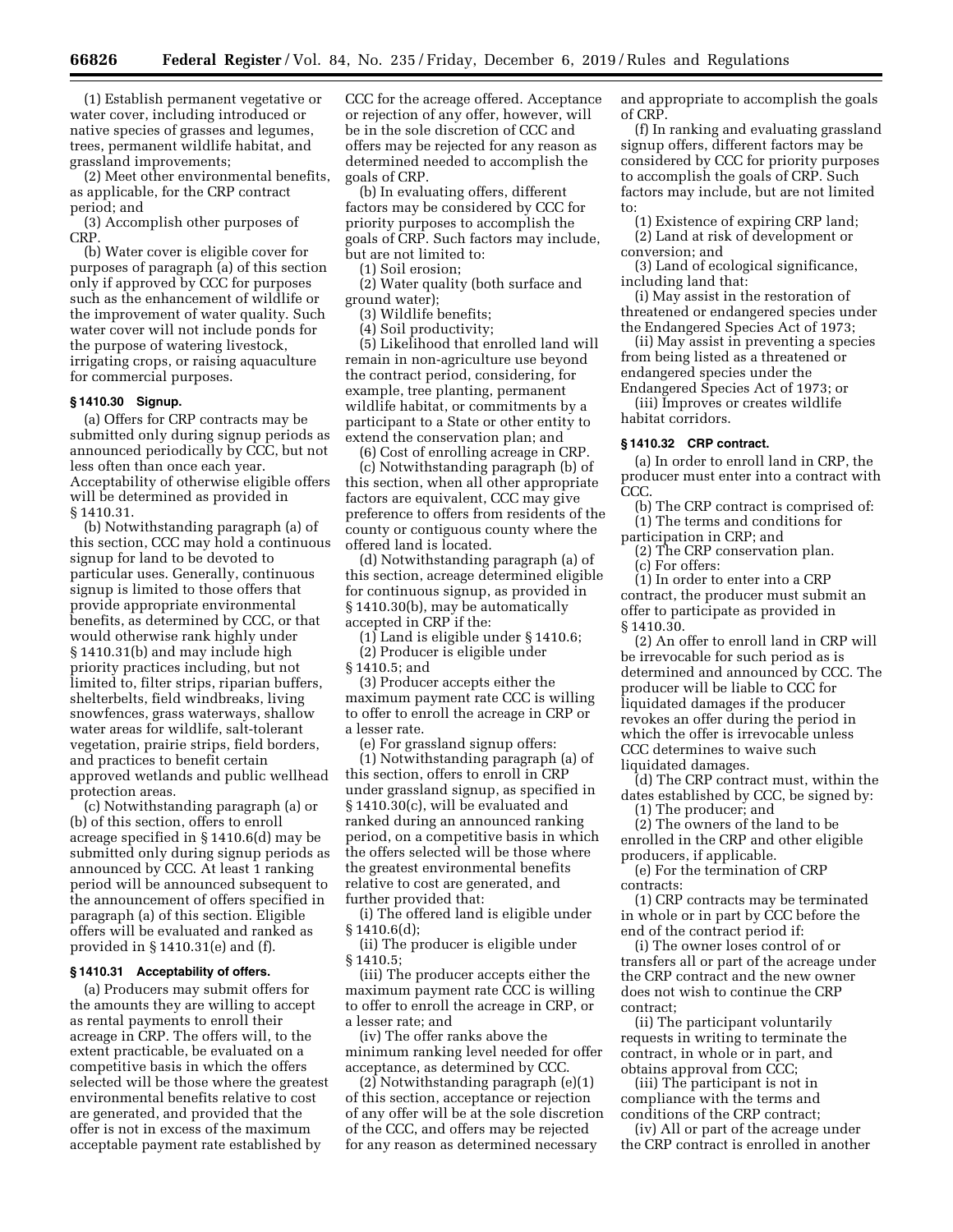(1) Establish permanent vegetative or water cover, including introduced or native species of grasses and legumes, trees, permanent wildlife habitat, and grassland improvements;

(2) Meet other environmental benefits, as applicable, for the CRP contract period; and

(3) Accomplish other purposes of CRP.

(b) Water cover is eligible cover for purposes of paragraph (a) of this section only if approved by CCC for purposes such as the enhancement of wildlife or the improvement of water quality. Such water cover will not include ponds for the purpose of watering livestock, irrigating crops, or raising aquaculture for commercial purposes.

### § 1410.30 Signup.

(a) Offers for CRP contracts may be submitted only during signup periods as announced periodically by CCC, but not less often than once each year. Acceptability of otherwise eligible offers will be determined as provided in § 1410.31.

(b) Notwithstanding paragraph (a) of this section, CCC may hold a continuous signup for land to be devoted to particular uses. Generally, continuous signup is limited to those offers that provide appropriate environmental benefits, as determined by CCC, or that would otherwise rank highly under § 1410.31(b) and may include high priority practices including, but not limited to, filter strips, riparian buffers, shelterbelts, field windbreaks, living snowfences, grass waterways, shallow water areas for wildlife, salt-tolerant vegetation, prairie strips, field borders, and practices to benefit certain approved wetlands and public wellhead protection areas.

(c) Notwithstanding paragraph (a) or (b) of this section, offers to enroll acreage specified in § 1410.6(d) may be submitted only during signup periods as announced by CCC. At least 1 ranking period will be announced subsequent to the announcement of offers specified in paragraph (a) of this section. Eligible offers will be evaluated and ranked as provided in § 1410.31(e) and (f).

### § 1410.31 Acceptability of offers.

(a) Producers may submit offers for the amounts they are willing to accept as rental payments to enroll their acreage in CRP. The offers will, to the extent practicable, be evaluated on a competitive basis in which the offers selected will be those where the greatest environmental benefits relative to cost are generated, and provided that the offer is not in excess of the maximum acceptable payment rate established by CCC for the acreage offered. Acceptance or rejection of any offer, however, will be in the sole discretion of CCC and offers may be rejected for any reason as determined needed to accomplish the goals of CRP.

(b) In evaluating offers, different factors may be considered by CCC for priority purposes to accomplish the goals of CRP. Such factors may include, but are not limited to:

(1) Soil erosion;

(2) Water quality (both surface and ground water);

(3) Wildlife benefits;

(4) Soil productivity;

(5) Likelihood that enrolled land will remain in non-agriculture use beyond the contract period, considering, for example, tree planting, permanent wildlife habitat, or commitments by a participant to a State or other entity to extend the conservation plan; and

(6) Cost of enrolling acreage in CRP.

(c) Notwithstanding paragraph (b) of this section, when all other appropriate factors are equivalent, CCC may give preference to offers from residents of the county or contiguous county where the offered land is located.

(d) Notwithstanding paragraph (a) of this section, acreage determined eligible for continuous signup, as provided in § 1410.30(b), may be automatically accepted in CRP if the:

(1) Land is eligible under § 1410.6;

(2) Producer is eligible under § 1410.5; and

(3) Producer accepts either the maximum payment rate CCC is willing to offer to enroll the acreage in CRP or a lesser rate.

(e) For grassland signup offers:

(1) Notwithstanding paragraph (a) of this section, offers to enroll in CRP under grassland signup, as specified in § 1410.30(c), will be evaluated and ranked during an announced ranking period, on a competitive basis in which the offers selected will be those where the greatest environmental benefits relative to cost are generated, and further provided that:

(i) The offered land is eligible under § 1410.6(d);

(ii) The producer is eligible under § 1410.5;

(iii) The producer accepts either the maximum payment rate CCC is willing to offer to enroll the acreage in CRP, or a lesser rate; and

(iv) The offer ranks above the minimum ranking level needed for offer acceptance, as determined by CCC.

(2) Notwithstanding paragraph (e)(1) of this section, acceptance or rejection of any offer will be at the sole discretion of the CCC, and offers may be rejected for any reason as determined necessary and appropriate to accomplish the goals of CRP.

(f) In ranking and evaluating grassland signup offers, different factors may be considered by CCC for priority purposes to accomplish the goals of CRP. Such factors may include, but are not limited to:

(1) Existence of expiring CRP land;

(2) Land at risk of development or conversion; and

(3) Land of ecological significance, including land that:

(i) May assist in the restoration of threatened or endangered species under the Endangered Species Act of 1973;

(ii) May assist in preventing a species from being listed as a threatened or endangered species under the Endangered Species Act of 1973; or

(iii) Improves or creates wildlife habitat corridors.

### § 1410.32 CRP contract.

(a) In order to enroll land in CRP, the producer must enter into a contract with CCC.

(b) The CRP contract is comprised of:

(1) The terms and conditions for participation in CRP; and

(2) The CRP conservation plan.

(c) For offers:

(1) In order to enter into a CRP contract, the producer must submit an offer to participate as provided in § 1410.30.

(2) An offer to enroll land in CRP will be irrevocable for such period as is determined and announced by CCC. The producer will be liable to CCC for liquidated damages if the producer revokes an offer during the period in which the offer is irrevocable unless CCC determines to waive such liquidated damages.

(d) The CRP contract must, within the dates established by CCC, be signed by:

(1) The producer; and

(2) The owners of the land to be enrolled in the CRP and other eligible producers, if applicable.

(e) For the termination of CRP contracts:

(1) CRP contracts may be terminated in whole or in part by CCC before the end of the contract period if:

(i) The owner loses control of or transfers all or part of the acreage under the CRP contract and the new owner does not wish to continue the CRP contract;

(ii) The participant voluntarily requests in writing to terminate the contract, in whole or in part, and obtains approval from CCC;

(iii) The participant is not in compliance with the terms and conditions of the CRP contract;

(iv) All or part of the acreage under the CRP contract is enrolled in another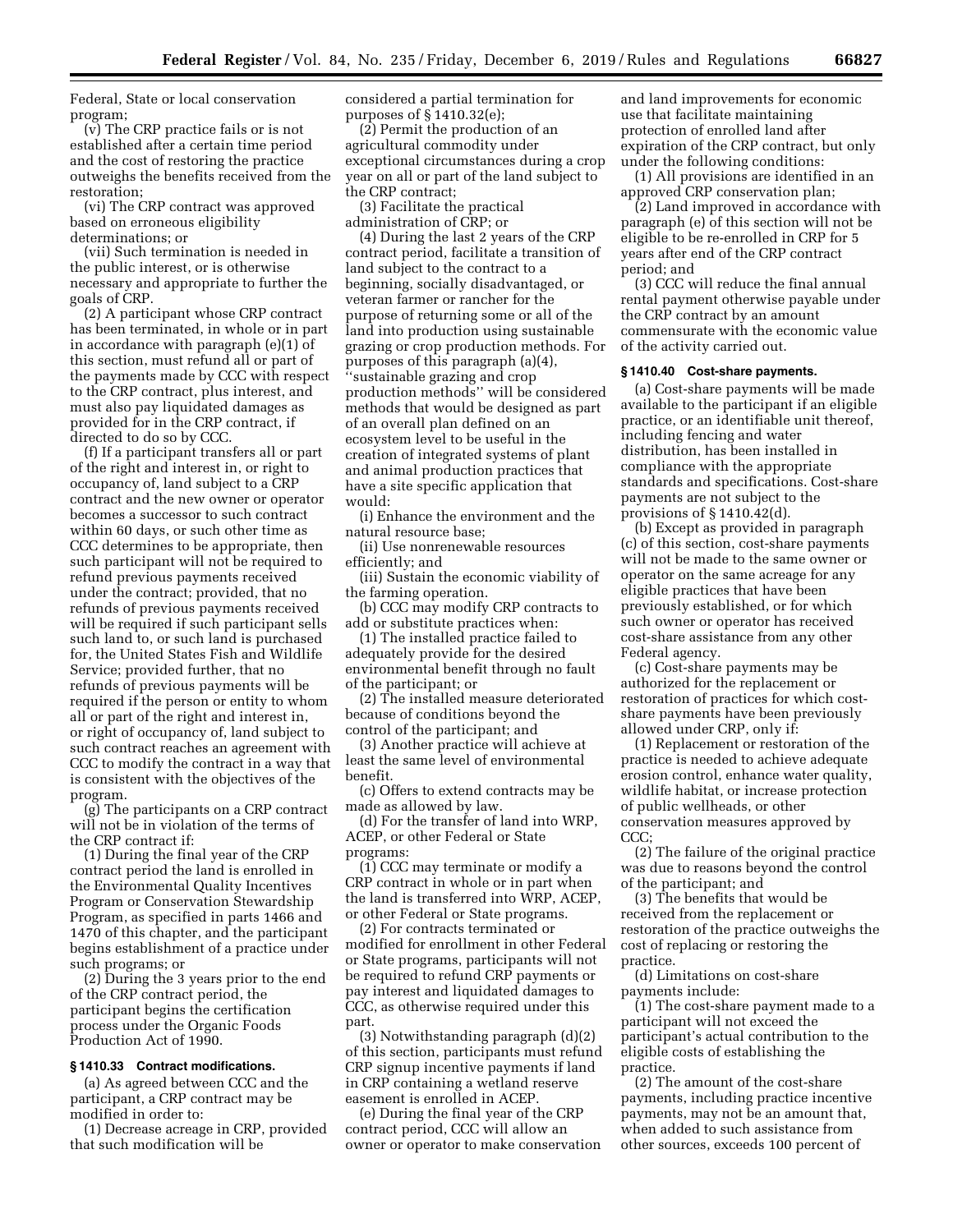Federal, State or local conservation program;

(v) The CRP practice fails or is not established after a certain time period and the cost of restoring the practice outweighs the benefits received from the restoration;

(vi) The CRP contract was approved based on erroneous eligibility determinations; or

(vii) Such termination is needed in the public interest, or is otherwise necessary and appropriate to further the goals of CRP.

(2) A participant whose CRP contract has been terminated, in whole or in part in accordance with paragraph (e)(1) of this section, must refund all or part of the payments made by CCC with respect to the CRP contract, plus interest, and must also pay liquidated damages as provided for in the CRP contract, if directed to do so by CCC.

(f) If a participant transfers all or part of the right and interest in, or right to occupancy of, land subject to a CRP contract and the new owner or operator becomes a successor to such contract within 60 days, or such other time as CCC determines to be appropriate, then such participant will not be required to refund previous payments received under the contract; provided, that no refunds of previous payments received will be required if such participant sells such land to, or such land is purchased for, the United States Fish and Wildlife Service; provided further, that no refunds of previous payments will be required if the person or entity to whom all or part of the right and interest in, or right of occupancy of, land subject to such contract reaches an agreement with CCC to modify the contract in a way that is consistent with the objectives of the program.

(g) The participants on a CRP contract will not be in violation of the terms of the CRP contract if:

(1) During the final year of the CRP contract period the land is enrolled in the Environmental Quality Incentives Program or Conservation Stewardship Program, as specified in parts 1466 and 1470 of this chapter, and the participant begins establishment of a practice under such programs; or

(2) During the 3 years prior to the end of the CRP contract period, the participant begins the certification process under the Organic Foods Production Act of 1990.

### § 1410.33 Contract modifications.

(a) As agreed between CCC and the participant, a CRP contract may be modified in order to:

(1) Decrease acreage in CRP, provided that such modification will be considered a partial termination for purposes of § 1410.32(e);

(2) Permit the production of an agricultural commodity under exceptional circumstances during a crop year on all or part of the land subject to the CRP contract;

(3) Facilitate the practical administration of CRP; or

(4) During the last 2 years of the CRP contract period, facilitate a transition of land subject to the contract to a beginning, socially disadvantaged, or veteran farmer or rancher for the purpose of returning some or all of the land into production using sustainable grazing or crop production methods. For purposes of this paragraph (a)(4), "sustainable grazing and crop production methods" will be considered methods that would be designed as part of an overall plan defined on an ecosystem level to be useful in the creation of integrated systems of plant and animal production practices that have a site specific application that would:

(i) Enhance the environment and the natural resource base;

(ii) Use nonrenewable resources efficiently; and

(iii) Sustain the economic viability of the farming operation.

(b) CCC may modify CRP contracts to add or substitute practices when:

(1) The installed practice failed to adequately provide for the desired environmental benefit through no fault of the participant; or

(2) The installed measure deteriorated because of conditions beyond the control of the participant; and

(3) Another practice will achieve at least the same level of environmental benefit.

(c) Offers to extend contracts may be made as allowed by law.

(d) For the transfer of land into WRP, ACEP, or other Federal or State programs:

(1) CCC may terminate or modify a CRP contract in whole or in part when the land is transferred into WRP, ACEP, or other Federal or State programs.

(2) For contracts terminated or modified for enrollment in other Federal or State programs, participants will not be required to refund CRP payments or pay interest and liquidated damages to CCC, as otherwise required under this part.

(3) Notwithstanding paragraph (d)(2) of this section, participants must refund CRP signup incentive payments if land in CRP containing a wetland reserve easement is enrolled in ACEP.

(e) During the final year of the CRP contract period, CCC will allow an owner or operator to make conservation and land improvements for economic use that facilitate maintaining protection of enrolled land after expiration of the CRP contract, but only under the following conditions:

(1) All provisions are identified in an approved CRP conservation plan;

(2) Land improved in accordance with paragraph (e) of this section will not be eligible to be re-enrolled in CRP for 5 years after end of the CRP contract period; and

(3) CCC will reduce the final annual rental payment otherwise payable under the CRP contract by an amount commensurate with the economic value of the activity carried out.

### § 1410.40 Cost-share payments.

(a) Cost-share payments will be made available to the participant if an eligible practice, or an identifiable unit thereof, including fencing and water distribution, has been installed in compliance with the appropriate standards and specifications. Cost-share payments are not subject to the provisions of § 1410.42(d).

(b) Except as provided in paragraph (c) of this section, cost-share payments will not be made to the same owner or operator on the same acreage for any eligible practices that have been previously established, or for which such owner or operator has received cost-share assistance from any other Federal agency.

(c) Cost-share payments may be authorized for the replacement or restoration of practices for which cost-share payments have been previously allowed under CRP, only if:

(1) Replacement or restoration of the practice is needed to achieve adequate erosion control, enhance water quality, wildlife habitat, or increase protection of public wellheads, or other conservation measures approved by CCC;

(2) The failure of the original practice was due to reasons beyond the control of the participant; and

(3) The benefits that would be received from the replacement or restoration of the practice outweighs the cost of replacing or restoring the practice.

(d) Limitations on cost-share payments include:

(1) The cost-share payment made to a participant will not exceed the participant's actual contribution to the eligible costs of establishing the practice.

(2) The amount of the cost-share payments, including practice incentive payments, may not be an amount that, when added to such assistance from other sources, exceeds 100 percent of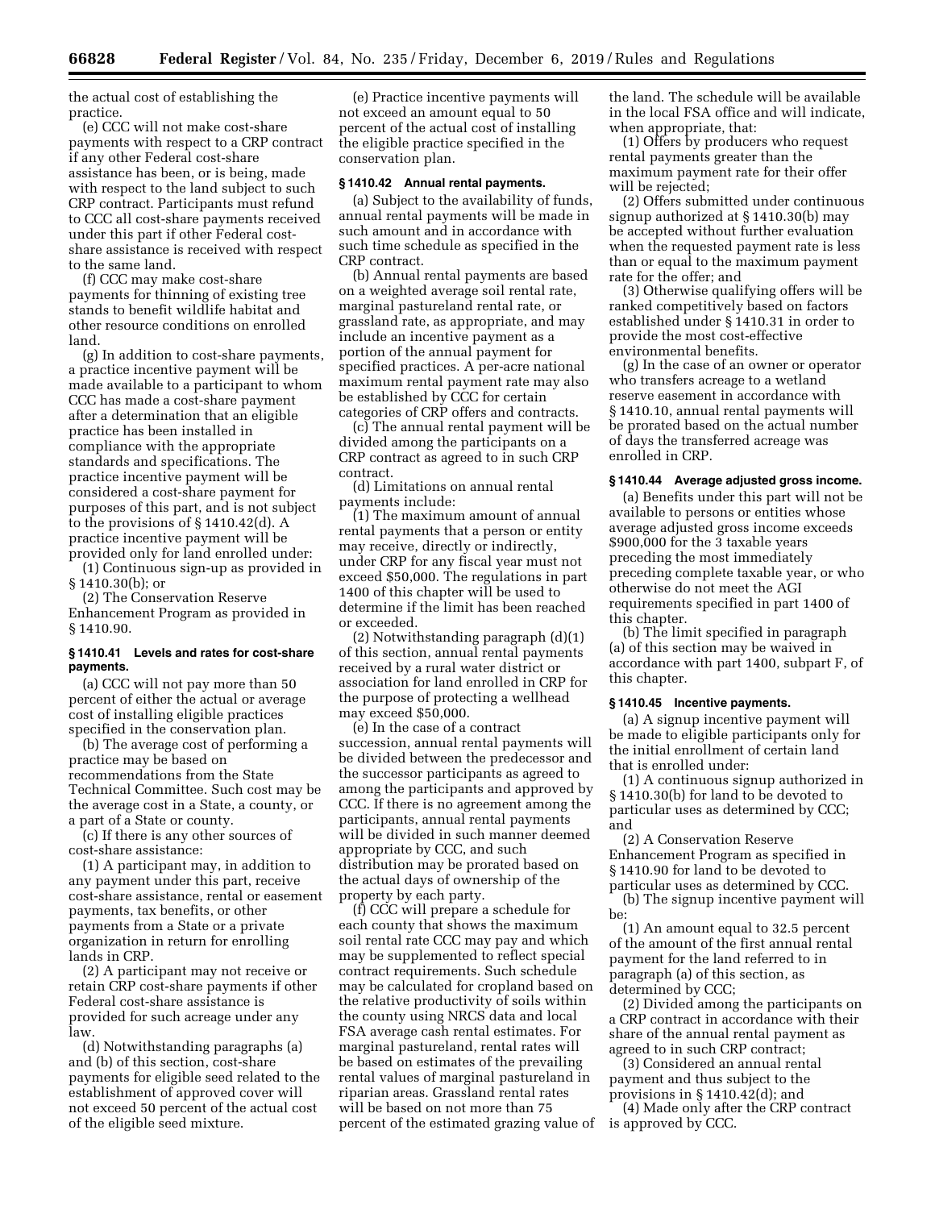the actual cost of establishing the practice.

(e) CCC will not make cost-share payments with respect to a CRP contract if any other Federal cost-share assistance has been, or is being, made with respect to the land subject to such CRP contract. Participants must refund to CCC all cost-share payments received under this part if other Federal cost-share assistance is received with respect to the same land.

(f) CCC may make cost-share payments for thinning of existing tree stands to benefit wildlife habitat and other resource conditions on enrolled land.

(g) In addition to cost-share payments, a practice incentive payment will be made available to a participant to whom CCC has made a cost-share payment after a determination that an eligible practice has been installed in compliance with the appropriate standards and specifications. The practice incentive payment will be considered a cost-share payment for purposes of this part, and is not subject to the provisions of § 1410.42(d). A practice incentive payment will be provided only for land enrolled under:

(1) Continuous sign-up as provided in § 1410.30(b); or

(2) The Conservation Reserve Enhancement Program as provided in § 1410.90.

### § 1410.41 Levels and rates for cost-share payments.

(a) CCC will not pay more than 50 percent of either the actual or average cost of installing eligible practices specified in the conservation plan.

(b) The average cost of performing a practice may be based on recommendations from the State Technical Committee. Such cost may be the average cost in a State, a county, or a part of a State or county.

(c) If there is any other sources of cost-share assistance:

(1) A participant may, in addition to any payment under this part, receive cost-share assistance, rental or easement payments, tax benefits, or other payments from a State or a private organization in return for enrolling lands in CRP.

(2) A participant may not receive or retain CRP cost-share payments if other Federal cost-share assistance is provided for such acreage under any law.

(d) Notwithstanding paragraphs (a) and (b) of this section, cost-share payments for eligible seed related to the establishment of approved cover will not exceed 50 percent of the actual cost of the eligible seed mixture.

(e) Practice incentive payments will not exceed an amount equal to 50 percent of the actual cost of installing the eligible practice specified in the conservation plan.

### § 1410.42 Annual rental payments.

(a) Subject to the availability of funds, annual rental payments will be made in such amount and in accordance with such time schedule as specified in the CRP contract.

(b) Annual rental payments are based on a weighted average soil rental rate, marginal pastureland rental rate, or grassland rate, as appropriate, and may include an incentive payment as a portion of the annual payment for specified practices. A per-acre national maximum rental payment rate may also be established by CCC for certain categories of CRP offers and contracts.

(c) The annual rental payment will be divided among the participants on a CRP contract as agreed to in such CRP contract.

(d) Limitations on annual rental payments include:

(1) The maximum amount of annual rental payments that a person or entity may receive, directly or indirectly, under CRP for any fiscal year must not exceed $50,000. The regulations in part 1400 of this chapter will be used to determine if the limit has been reached or exceeded.

(2) Notwithstanding paragraph (d)(1) of this section, annual rental payments received by a rural water district or association for land enrolled in CRP for the purpose of protecting a wellhead may exceed $50,000.

(e) In the case of a contract succession, annual rental payments will be divided between the predecessor and the successor participants as agreed to among the participants and approved by CCC. If there is no agreement among the participants, annual rental payments will be divided in such manner deemed appropriate by CCC, and such distribution may be prorated based on the actual days of ownership of the property by each party.

(f) CCC will prepare a schedule for each county that shows the maximum soil rental rate CCC may pay and which may be supplemented to reflect special contract requirements. Such schedule may be calculated for cropland based on the relative productivity of soils within the county using NRCS data and local FSA average cash rental estimates. For marginal pastureland, rental rates will be based on estimates of the prevailing rental values of marginal pastureland in riparian areas. Grassland rental rates will be based on not more than 75 percent of the estimated grazing value of the land. The schedule will be available in the local FSA office and will indicate, when appropriate, that:

(1) Offers by producers who request rental payments greater than the maximum payment rate for their offer will be rejected;

(2) Offers submitted under continuous signup authorized at § 1410.30(b) may be accepted without further evaluation when the requested payment rate is less than or equal to the maximum payment rate for the offer; and

(3) Otherwise qualifying offers will be ranked competitively based on factors established under § 1410.31 in order to provide the most cost-effective environmental benefits.

(g) In the case of an owner or operator who transfers acreage to a wetland reserve easement in accordance with § 1410.10, annual rental payments will be prorated based on the actual number of days the transferred acreage was enrolled in CRP.

### § 1410.44 Average adjusted gross income.

(a) Benefits under this part will not be available to persons or entities whose average adjusted gross income exceeds $900,000 for the 3 taxable years preceding the most immediately preceding complete taxable year, or who otherwise do not meet the AGI requirements specified in part 1400 of this chapter.

(b) The limit specified in paragraph (a) of this section may be waived in accordance with part 1400, subpart F, of this chapter.

### § 1410.45 Incentive payments.

(a) A signup incentive payment will be made to eligible participants only for the initial enrollment of certain land that is enrolled under:

(1) A continuous signup authorized in § 1410.30(b) for land to be devoted to particular uses as determined by CCC; and

(2) A Conservation Reserve Enhancement Program as specified in § 1410.90 for land to be devoted to particular uses as determined by CCC.

(b) The signup incentive payment will be:

(1) An amount equal to 32.5 percent of the amount of the first annual rental payment for the land referred to in paragraph (a) of this section, as determined by CCC;

(2) Divided among the participants on a CRP contract in accordance with their share of the annual rental payment as agreed to in such CRP contract;

(3) Considered an annual rental payment and thus subject to the provisions in § 1410.42(d); and

(4) Made only after the CRP contract is approved by CCC.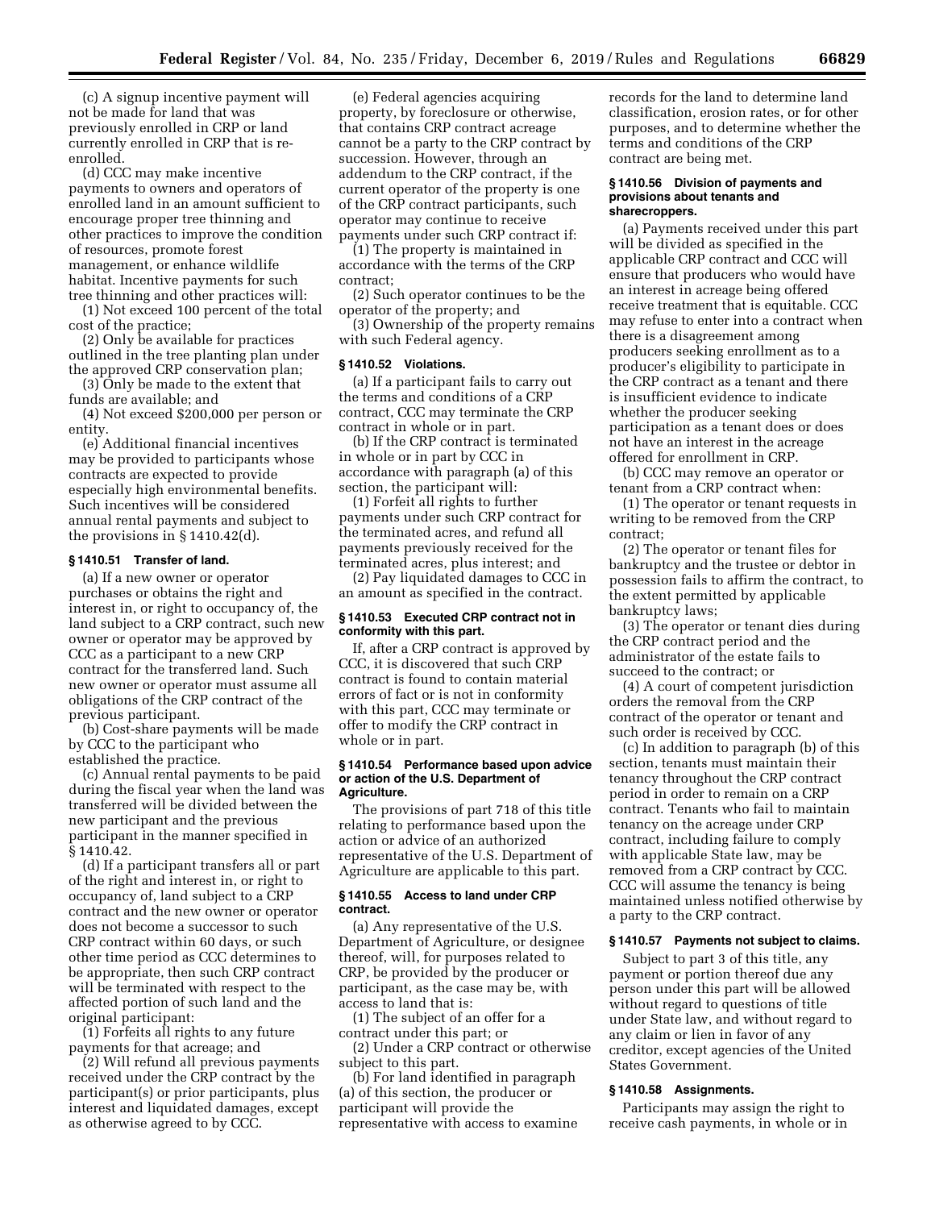(c) A signup incentive payment will not be made for land that was previously enrolled in CRP or land currently enrolled in CRP that is re-enrolled.

(d) CCC may make incentive payments to owners and operators of enrolled land in an amount sufficient to encourage proper tree thinning and other practices to improve the condition of resources, promote forest management, or enhance wildlife habitat. Incentive payments for such tree thinning and other practices will:

(1) Not exceed 100 percent of the total cost of the practice;

(2) Only be available for practices outlined in the tree planting plan under the approved CRP conservation plan;

(3) Only be made to the extent that funds are available; and

(4) Not exceed $200,000 per person or entity.

(e) Additional financial incentives may be provided to participants whose contracts are expected to provide especially high environmental benefits. Such incentives will be considered annual rental payments and subject to the provisions in § 1410.42(d).

### § 1410.51 Transfer of land.

(a) If a new owner or operator purchases or obtains the right and interest in, or right to occupancy of, the land subject to a CRP contract, such new owner or operator may be approved by CCC as a participant to a new CRP contract for the transferred land. Such new owner or operator must assume all obligations of the CRP contract of the previous participant.

(b) Cost-share payments will be made by CCC to the participant who established the practice.

(c) Annual rental payments to be paid during the fiscal year when the land was transferred will be divided between the new participant and the previous participant in the manner specified in § 1410.42.

(d) If a participant transfers all or part of the right and interest in, or right to occupancy of, land subject to a CRP contract and the new owner or operator does not become a successor to such CRP contract within 60 days, or such other time period as CCC determines to be appropriate, then such CRP contract will be terminated with respect to the affected portion of such land and the original participant:

(1) Forfeits all rights to any future payments for that acreage; and

(2) Will refund all previous payments received under the CRP contract by the participant(s) or prior participants, plus interest and liquidated damages, except as otherwise agreed to by CCC.

(e) Federal agencies acquiring property, by foreclosure or otherwise, that contains CRP contract acreage cannot be a party to the CRP contract by succession. However, through an addendum to the CRP contract, if the current operator of the property is one of the CRP contract participants, such operator may continue to receive payments under such CRP contract if:

(1) The property is maintained in accordance with the terms of the CRP contract;

(2) Such operator continues to be the operator of the property; and

(3) Ownership of the property remains with such Federal agency.

### § 1410.52 Violations.

(a) If a participant fails to carry out the terms and conditions of a CRP contract, CCC may terminate the CRP contract in whole or in part.

(b) If the CRP contract is terminated in whole or in part by CCC in accordance with paragraph (a) of this section, the participant will:

(1) Forfeit all rights to further payments under such CRP contract for the terminated acres, and refund all payments previously received for the terminated acres, plus interest; and

(2) Pay liquidated damages to CCC in an amount as specified in the contract.

### § 1410.53 Executed CRP contract not in conformity with this part.

If, after a CRP contract is approved by CCC, it is discovered that such CRP contract is found to contain material errors of fact or is not in conformity with this part, CCC may terminate or offer to modify the CRP contract in whole or in part.

### § 1410.54 Performance based upon advice or action of the U.S. Department of Agriculture.

The provisions of part 718 of this title relating to performance based upon the action or advice of an authorized representative of the U.S. Department of Agriculture are applicable to this part.

### § 1410.55 Access to land under CRP contract.

(a) Any representative of the U.S. Department of Agriculture, or designee thereof, will, for purposes related to CRP, be provided by the producer or participant, as the case may be, with access to land that is:

(1) The subject of an offer for a contract under this part; or

(2) Under a CRP contract or otherwise subject to this part.

(b) For land identified in paragraph (a) of this section, the producer or participant will provide the representative with access to examine records for the land to determine land classification, erosion rates, or for other purposes, and to determine whether the terms and conditions of the CRP contract are being met.

### § 1410.56 Division of payments and provisions about tenants and sharecroppers.

(a) Payments received under this part will be divided as specified in the applicable CRP contract and CCC will ensure that producers who would have an interest in acreage being offered receive treatment that is equitable. CCC may refuse to enter into a contract when there is a disagreement among producers seeking enrollment as to a producer's eligibility to participate in the CRP contract as a tenant and there is insufficient evidence to indicate whether the producer seeking participation as a tenant does or does not have an interest in the acreage offered for enrollment in CRP.

(b) CCC may remove an operator or tenant from a CRP contract when:

(1) The operator or tenant requests in writing to be removed from the CRP contract;

(2) The operator or tenant files for bankruptcy and the trustee or debtor in possession fails to affirm the contract, to the extent permitted by applicable bankruptcy laws;

(3) The operator or tenant dies during the CRP contract period and the administrator of the estate fails to succeed to the contract; or

(4) A court of competent jurisdiction orders the removal from the CRP contract of the operator or tenant and such order is received by CCC.

(c) In addition to paragraph (b) of this section, tenants must maintain their tenancy throughout the CRP contract period in order to remain on a CRP contract. Tenants who fail to maintain tenancy on the acreage under CRP contract, including failure to comply with applicable State law, may be removed from a CRP contract by CCC. CCC will assume the tenancy is being maintained unless notified otherwise by a party to the CRP contract.

### § 1410.57 Payments not subject to claims.

Subject to part 3 of this title, any payment or portion thereof due any person under this part will be allowed without regard to questions of title under State law, and without regard to any claim or lien in favor of any creditor, except agencies of the United States Government.

### § 1410.58 Assignments.

Participants may assign the right to receive cash payments, in whole or in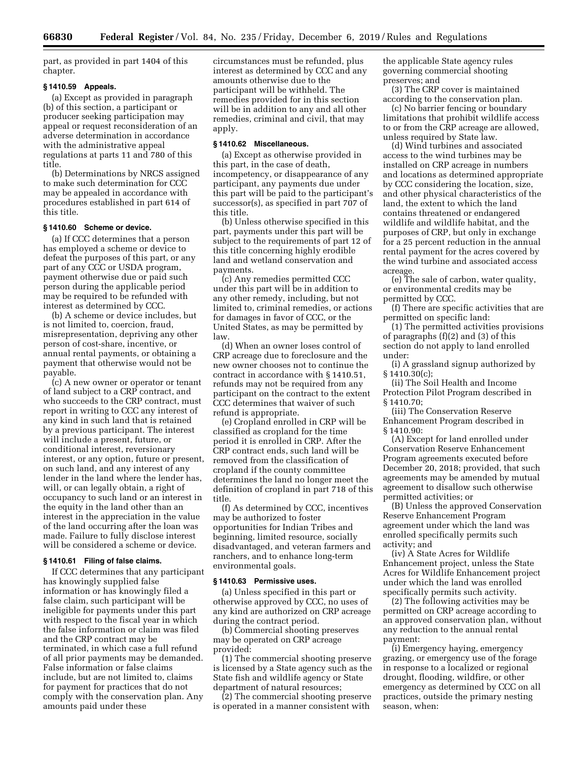part, as provided in part 1404 of this chapter.

### § 1410.59 Appeals.

(a) Except as provided in paragraph (b) of this section, a participant or producer seeking participation may appeal or request reconsideration of an adverse determination in accordance with the administrative appeal regulations at parts 11 and 780 of this title.

(b) Determinations by NRCS assigned to make such determination for CCC may be appealed in accordance with procedures established in part 614 of this title.

### § 1410.60 Scheme or device.

(a) If CCC determines that a person has employed a scheme or device to defeat the purposes of this part, or any part of any CCC or USDA program, payment otherwise due or paid such person during the applicable period may be required to be refunded with interest as determined by CCC.

(b) A scheme or device includes, but is not limited to, coercion, fraud, misrepresentation, depriving any other person of cost-share, incentive, or annual rental payments, or obtaining a payment that otherwise would not be payable.

(c) A new owner or operator or tenant of land subject to a CRP contract, and who succeeds to the CRP contract, must report in writing to CCC any interest of any kind in such land that is retained by a previous participant. The interest will include a present, future, or conditional interest, reversionary interest, or any option, future or present, on such land, and any interest of any lender in the land where the lender has, will, or can legally obtain, a right of occupancy to such land or an interest in the equity in the land other than an interest in the appreciation in the value of the land occurring after the loan was made. Failure to fully disclose interest will be considered a scheme or device.

### § 1410.61 Filing of false claims.

If CCC determines that any participant has knowingly supplied false information or has knowingly filed a false claim, such participant will be ineligible for payments under this part with respect to the fiscal year in which the false information or claim was filed and the CRP contract may be terminated, in which case a full refund of all prior payments may be demanded. False information or false claims include, but are not limited to, claims for payment for practices that do not comply with the conservation plan. Any amounts paid under these circumstances must be refunded, plus interest as determined by CCC and any amounts otherwise due to the participant will be withheld. The remedies provided for in this section will be in addition to any and all other remedies, criminal and civil, that may apply.

### § 1410.62 Miscellaneous.

(a) Except as otherwise provided in this part, in the case of death, incompetency, or disappearance of any participant, any payments due under this part will be paid to the participant's successor(s), as specified in part 707 of this title.

(b) Unless otherwise specified in this part, payments under this part will be subject to the requirements of part 12 of this title concerning highly erodible land and wetland conservation and payments.

(c) Any remedies permitted CCC under this part will be in addition to any other remedy, including, but not limited to, criminal remedies, or actions for damages in favor of CCC, or the United States, as may be permitted by law.

(d) When an owner loses control of CRP acreage due to foreclosure and the new owner chooses not to continue the contract in accordance with § 1410.51, refunds may not be required from any participant on the contract to the extent CCC determines that waiver of such refund is appropriate.

(e) Cropland enrolled in CRP will be classified as cropland for the time period it is enrolled in CRP. After the CRP contract ends, such land will be removed from the classification of cropland if the county committee determines the land no longer meet the definition of cropland in part 718 of this title.

(f) As determined by CCC, incentives may be authorized to foster opportunities for Indian Tribes and beginning, limited resource, socially disadvantaged, and veteran farmers and ranchers, and to enhance long-term environmental goals.

### § 1410.63 Permissive uses.

(a) Unless specified in this part or otherwise approved by CCC, no uses of any kind are authorized on CRP acreage during the contract period.

(b) Commercial shooting preserves may be operated on CRP acreage provided:

(1) The commercial shooting preserve is licensed by a State agency such as the State fish and wildlife agency or State department of natural resources;

(2) The commercial shooting preserve is operated in a manner consistent with the applicable State agency rules governing commercial shooting preserves; and

(3) The CRP cover is maintained according to the conservation plan.

(c) No barrier fencing or boundary limitations that prohibit wildlife access to or from the CRP acreage are allowed, unless required by State law.

(d) Wind turbines and associated access to the wind turbines may be installed on CRP acreage in numbers and locations as determined appropriate by CCC considering the location, size, and other physical characteristics of the land, the extent to which the land contains threatened or endangered wildlife and wildlife habitat, and the purposes of CRP, but only in exchange for a 25 percent reduction in the annual rental payment for the acres covered by the wind turbine and associated access acreage.

(e) The sale of carbon, water quality, or environmental credits may be permitted by CCC.

(f) There are specific activities that are permitted on specific land:

(1) The permitted activities provisions of paragraphs (f)(2) and (3) of this section do not apply to land enrolled under:

(i) A grassland signup authorized by § 1410.30(c);

(ii) The Soil Health and Income Protection Pilot Program described in § 1410.70;

(iii) The Conservation Reserve Enhancement Program described in § 1410.90:

(A) Except for land enrolled under Conservation Reserve Enhancement Program agreements executed before December 20, 2018; provided, that such agreements may be amended by mutual agreement to disallow such otherwise permitted activities; or

(B) Unless the approved Conservation Reserve Enhancement Program agreement under which the land was enrolled specifically permits such activity; and

(iv) A State Acres for Wildlife Enhancement project, unless the State Acres for Wildlife Enhancement project under which the land was enrolled specifically permits such activity.

(2) The following activities may be permitted on CRP acreage according to an approved conservation plan, without any reduction to the annual rental payment:

(i) Emergency haying, emergency grazing, or emergency use of the forage in response to a localized or regional drought, flooding, wildfire, or other emergency as determined by CCC on all practices, outside the primary nesting season, when: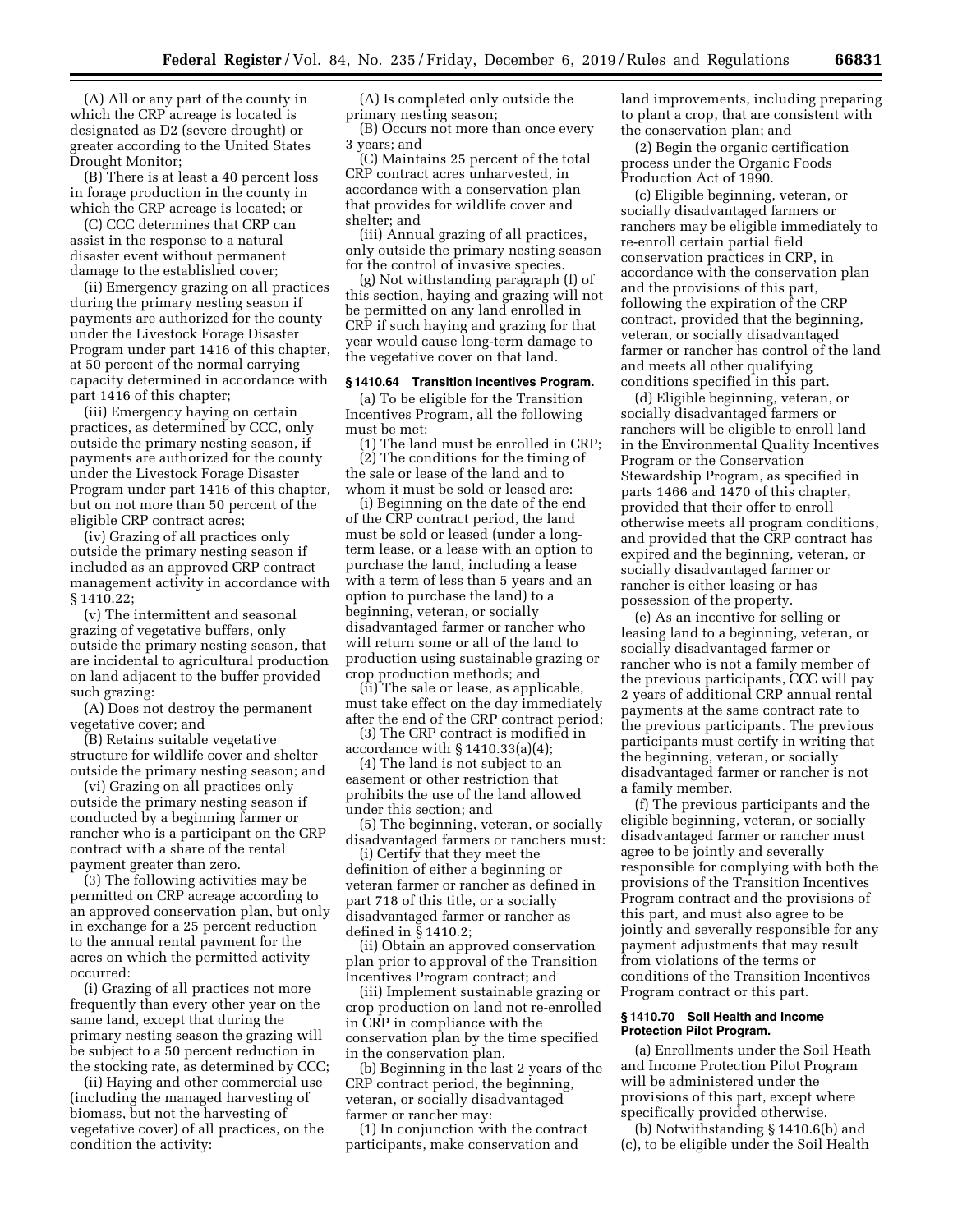(A) All or any part of the county in which the CRP acreage is located is designated as D2 (severe drought) or greater according to the United States Drought Monitor;

(B) There is at least a 40 percent loss in forage production in the county in which the CRP acreage is located; or

(C) CCC determines that CRP can assist in the response to a natural disaster event without permanent damage to the established cover;

(ii) Emergency grazing on all practices during the primary nesting season if payments are authorized for the county under the Livestock Forage Disaster Program under part 1416 of this chapter, at 50 percent of the normal carrying capacity determined in accordance with part 1416 of this chapter;

(iii) Emergency haying on certain practices, as determined by CCC, only outside the primary nesting season, if payments are authorized for the county under the Livestock Forage Disaster Program under part 1416 of this chapter, but on not more than 50 percent of the eligible CRP contract acres;

(iv) Grazing of all practices only outside the primary nesting season if included as an approved CRP contract management activity in accordance with § 1410.22;

(v) The intermittent and seasonal grazing of vegetative buffers, only outside the primary nesting season, that are incidental to agricultural production on land adjacent to the buffer provided such grazing:

(A) Does not destroy the permanent vegetative cover; and

(B) Retains suitable vegetative structure for wildlife cover and shelter outside the primary nesting season; and

(vi) Grazing on all practices only outside the primary nesting season if conducted by a beginning farmer or rancher who is a participant on the CRP contract with a share of the rental payment greater than zero.

(3) The following activities may be permitted on CRP acreage according to an approved conservation plan, but only in exchange for a 25 percent reduction to the annual rental payment for the acres on which the permitted activity occurred:

(i) Grazing of all practices not more frequently than every other year on the same land, except that during the primary nesting season the grazing will be subject to a 50 percent reduction in the stocking rate, as determined by CCC;

(ii) Haying and other commercial use (including the managed harvesting of biomass, but not the harvesting of vegetative cover) of all practices, on the condition the activity:

(A) Is completed only outside the primary nesting season;

(B) Occurs not more than once every 3 years; and

(C) Maintains 25 percent of the total CRP contract acres unharvested, in accordance with a conservation plan that provides for wildlife cover and shelter; and

(iii) Annual grazing of all practices, only outside the primary nesting season for the control of invasive species.

(g) Not withstanding paragraph (f) of this section, haying and grazing will not be permitted on any land enrolled in CRP if such haying and grazing for that year would cause long-term damage to the vegetative cover on that land.

### § 1410.64 Transition Incentives Program.

(a) To be eligible for the Transition Incentives Program, all the following must be met:

(1) The land must be enrolled in CRP;

(2) The conditions for the timing of the sale or lease of the land and to whom it must be sold or leased are:

(i) Beginning on the date of the end of the CRP contract period, the land must be sold or leased (under a long-term lease, or a lease with an option to purchase the land, including a lease with a term of less than 5 years and an option to purchase the land) to a beginning, veteran, or socially disadvantaged farmer or rancher who will return some or all of the land to production using sustainable grazing or crop production methods; and

(ii) The sale or lease, as applicable, must take effect on the day immediately after the end of the CRP contract period;

(3) The CRP contract is modified in accordance with § 1410.33(a)(4);

(4) The land is not subject to an easement or other restriction that prohibits the use of the land allowed under this section; and

(5) The beginning, veteran, or socially disadvantaged farmers or ranchers must:

(i) Certify that they meet the definition of either a beginning or veteran farmer or rancher as defined in part 718 of this title, or a socially disadvantaged farmer or rancher as defined in § 1410.2;

(ii) Obtain an approved conservation plan prior to approval of the Transition Incentives Program contract; and

(iii) Implement sustainable grazing or crop production on land not re-enrolled in CRP in compliance with the conservation plan by the time specified in the conservation plan.

(b) Beginning in the last 2 years of the CRP contract period, the beginning, veteran, or socially disadvantaged farmer or rancher may:

(1) In conjunction with the contract participants, make conservation and land improvements, including preparing to plant a crop, that are consistent with the conservation plan; and

(2) Begin the organic certification process under the Organic Foods Production Act of 1990.

(c) Eligible beginning, veteran, or socially disadvantaged farmers or ranchers may be eligible immediately to re-enroll certain partial field conservation practices in CRP, in accordance with the conservation plan and the provisions of this part, following the expiration of the CRP contract, provided that the beginning, veteran, or socially disadvantaged farmer or rancher has control of the land and meets all other qualifying conditions specified in this part.

(d) Eligible beginning, veteran, or socially disadvantaged farmers or ranchers will be eligible to enroll land in the Environmental Quality Incentives Program or the Conservation Stewardship Program, as specified in parts 1466 and 1470 of this chapter, provided that their offer to enroll otherwise meets all program conditions, and provided that the CRP contract has expired and the beginning, veteran, or socially disadvantaged farmer or rancher is either leasing or has possession of the property.

(e) As an incentive for selling or leasing land to a beginning, veteran, or socially disadvantaged farmer or rancher who is not a family member of the previous participants, CCC will pay 2 years of additional CRP annual rental payments at the same contract rate to the previous participants. The previous participants must certify in writing that the beginning, veteran, or socially disadvantaged farmer or rancher is not a family member.

(f) The previous participants and the eligible beginning, veteran, or socially disadvantaged farmer or rancher must agree to be jointly and severally responsible for complying with both the provisions of the Transition Incentives Program contract and the provisions of this part, and must also agree to be jointly and severally responsible for any payment adjustments that may result from violations of the terms or conditions of the Transition Incentives Program contract or this part.

### § 1410.70 Soil Health and Income Protection Pilot Program.

(a) Enrollments under the Soil Heath and Income Protection Pilot Program will be administered under the provisions of this part, except where specifically provided otherwise.

(b) Notwithstanding § 1410.6(b) and (c), to be eligible under the Soil Health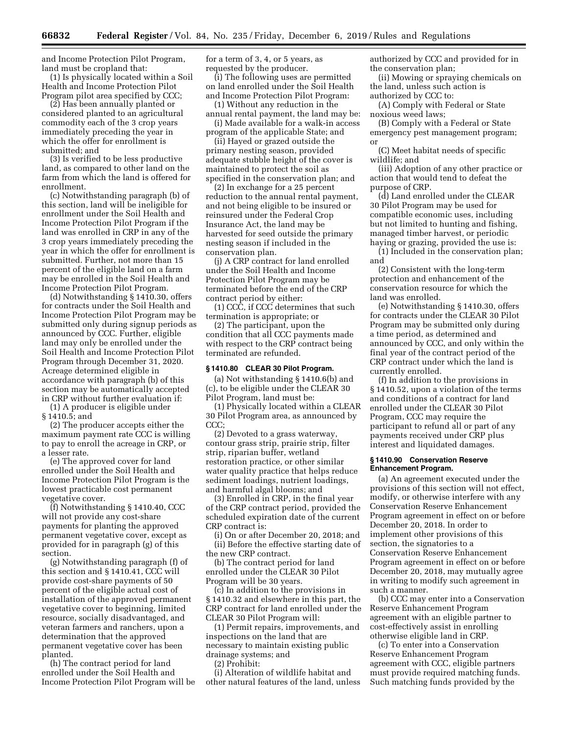and Income Protection Pilot Program, land must be cropland that:

(1) Is physically located within a Soil Health and Income Protection Pilot Program pilot area specified by CCC;

(2) Has been annually planted or considered planted to an agricultural commodity each of the 3 crop years immediately preceding the year in which the offer for enrollment is submitted; and

(3) Is verified to be less productive land, as compared to other land on the farm from which the land is offered for enrollment.

(c) Notwithstanding paragraph (b) of this section, land will be ineligible for enrollment under the Soil Health and Income Protection Pilot Program if the land was enrolled in CRP in any of the 3 crop years immediately preceding the year in which the offer for enrollment is submitted. Further, not more than 15 percent of the eligible land on a farm may be enrolled in the Soil Health and Income Protection Pilot Program.

(d) Notwithstanding § 1410.30, offers for contracts under the Soil Health and Income Protection Pilot Program may be submitted only during signup periods as announced by CCC. Further, eligible land may only be enrolled under the Soil Health and Income Protection Pilot Program through December 31, 2020. Acreage determined eligible in accordance with paragraph (b) of this section may be automatically accepted in CRP without further evaluation if:

(1) A producer is eligible under § 1410.5; and

(2) The producer accepts either the maximum payment rate CCC is willing to pay to enroll the acreage in CRP, or a lesser rate.

(e) The approved cover for land enrolled under the Soil Health and Income Protection Pilot Program is the lowest practicable cost permanent vegetative cover.

(f) Notwithstanding § 1410.40, CCC will not provide any cost-share payments for planting the approved permanent vegetative cover, except as provided for in paragraph (g) of this section.

(g) Notwithstanding paragraph (f) of this section and § 1410.41, CCC will provide cost-share payments of 50 percent of the eligible actual cost of installation of the approved permanent vegetative cover to beginning, limited resource, socially disadvantaged, and veteran farmers and ranchers, upon a determination that the approved permanent vegetative cover has been planted.

(h) The contract period for land enrolled under the Soil Health and Income Protection Pilot Program will be for a term of 3, 4, or 5 years, as requested by the producer.

(i) The following uses are permitted on land enrolled under the Soil Health and Income Protection Pilot Program:

(1) Without any reduction in the annual rental payment, the land may be:

(i) Made available for a walk-in access program of the applicable State; and

(ii) Hayed or grazed outside the primary nesting season, provided adequate stubble height of the cover is maintained to protect the soil as specified in the conservation plan; and

(2) In exchange for a 25 percent reduction to the annual rental payment, and not being eligible to be insured or reinsured under the Federal Crop Insurance Act, the land may be harvested for seed outside the primary nesting season if included in the conservation plan.

(j) A CRP contract for land enrolled under the Soil Health and Income Protection Pilot Program may be terminated before the end of the CRP contract period by either:

(1) CCC, if CCC determines that such termination is appropriate; or

(2) The participant, upon the condition that all CCC payments made with respect to the CRP contract being terminated are refunded.

### § 1410.80 CLEAR 30 Pilot Program.

(a) Not withstanding § 1410.6(b) and (c), to be eligible under the CLEAR 30 Pilot Program, land must be:

(1) Physically located within a CLEAR 30 Pilot Program area, as announced by CCC;

(2) Devoted to a grass waterway, contour grass strip, prairie strip, filter strip, riparian buffer, wetland restoration practice, or other similar water quality practice that helps reduce sediment loadings, nutrient loadings, and harmful algal blooms; and

(3) Enrolled in CRP, in the final year of the CRP contract period, provided the scheduled expiration date of the current CRP contract is:

(i) On or after December 20, 2018; and

(ii) Before the effective starting date of the new CRP contract.

(b) The contract period for land enrolled under the CLEAR 30 Pilot Program will be 30 years.

(c) In addition to the provisions in § 1410.32 and elsewhere in this part, the CRP contract for land enrolled under the CLEAR 30 Pilot Program will:

(1) Permit repairs, improvements, and inspections on the land that are necessary to maintain existing public drainage systems; and

(2) Prohibit:

(i) Alteration of wildlife habitat and other natural features of the land, unless authorized by CCC and provided for in the conservation plan;

(ii) Mowing or spraying chemicals on the land, unless such action is authorized by CCC to:

(A) Comply with Federal or State noxious weed laws;

(B) Comply with a Federal or State emergency pest management program; or

(C) Meet habitat needs of specific wildlife; and

(iii) Adoption of any other practice or action that would tend to defeat the purpose of CRP.

(d) Land enrolled under the CLEAR 30 Pilot Program may be used for compatible economic uses, including but not limited to hunting and fishing, managed timber harvest, or periodic haying or grazing, provided the use is:

(1) Included in the conservation plan; and

(2) Consistent with the long-term protection and enhancement of the conservation resource for which the land was enrolled.

(e) Notwithstanding § 1410.30, offers for contracts under the CLEAR 30 Pilot Program may be submitted only during a time period, as determined and announced by CCC, and only within the final year of the contract period of the CRP contract under which the land is currently enrolled.

(f) In addition to the provisions in § 1410.52, upon a violation of the terms and conditions of a contract for land enrolled under the CLEAR 30 Pilot Program, CCC may require the participant to refund all or part of any payments received under CRP plus interest and liquidated damages.

### § 1410.90 Conservation Reserve Enhancement Program.

(a) An agreement executed under the provisions of this section will not effect, modify, or otherwise interfere with any Conservation Reserve Enhancement Program agreement in effect on or before December 20, 2018. In order to implement other provisions of this section, the signatories to a Conservation Reserve Enhancement Program agreement in effect on or before December 20, 2018, may mutually agree in writing to modify such agreement in such a manner.

(b) CCC may enter into a Conservation Reserve Enhancement Program agreement with an eligible partner to cost-effectively assist in enrolling otherwise eligible land in CRP.

(c) To enter into a Conservation Reserve Enhancement Program agreement with CCC, eligible partners must provide required matching funds. Such matching funds provided by the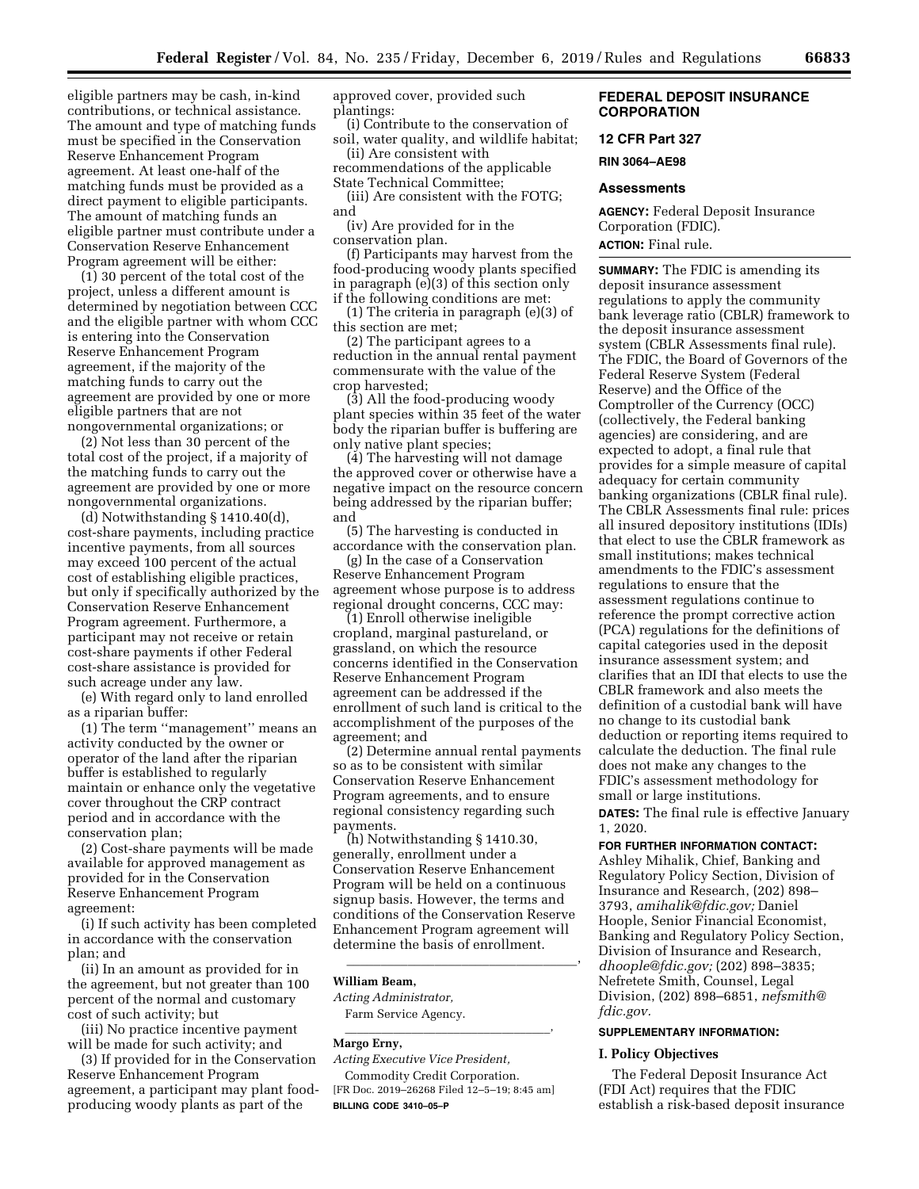eligible partners may be cash, in-kind contributions, or technical assistance. The amount and type of matching funds must be specified in the Conservation Reserve Enhancement Program agreement. At least one-half of the matching funds must be provided as a direct payment to eligible participants. The amount of matching funds an eligible partner must contribute under a Conservation Reserve Enhancement Program agreement will be either:

(1) 30 percent of the total cost of the project, unless a different amount is determined by negotiation between CCC and the eligible partner with whom CCC is entering into the Conservation Reserve Enhancement Program agreement, if the majority of the matching funds to carry out the agreement are provided by one or more eligible partners that are not nongovernmental organizations; or

(2) Not less than 30 percent of the total cost of the project, if a majority of the matching funds to carry out the agreement are provided by one or more nongovernmental organizations.

(d) Notwithstanding § 1410.40(d), cost-share payments, including practice incentive payments, from all sources may exceed 100 percent of the actual cost of establishing eligible practices, but only if specifically authorized by the Conservation Reserve Enhancement Program agreement. Furthermore, a participant may not receive or retain cost-share payments if other Federal cost-share assistance is provided for such acreage under any law.

(e) With regard only to land enrolled as a riparian buffer:

(1) The term "management" means an activity conducted by the owner or operator of the land after the riparian buffer is established to regularly maintain or enhance only the vegetative cover throughout the CRP contract period and in accordance with the conservation plan;

(2) Cost-share payments will be made available for approved management as provided for in the Conservation Reserve Enhancement Program agreement:

(i) If such activity has been completed in accordance with the conservation plan; and

(ii) In an amount as provided for in the agreement, but not greater than 100 percent of the normal and customary cost of such activity; but

(iii) No practice incentive payment will be made for such activity; and

(3) If provided for in the Conservation Reserve Enhancement Program agreement, a participant may plant food-producing woody plants as part of the approved cover, provided such plantings:

(i) Contribute to the conservation of soil, water quality, and wildlife habitat;

(ii) Are consistent with recommendations of the applicable State Technical Committee;

(iii) Are consistent with the FOTG; and

(iv) Are provided for in the conservation plan.

(f) Participants may harvest from the food-producing woody plants specified in paragraph (e)(3) of this section only if the following conditions are met:

(1) The criteria in paragraph (e)(3) of this section are met;

(2) The participant agrees to a reduction in the annual rental payment commensurate with the value of the crop harvested;

(3) All the food-producing woody plant species within 35 feet of the water body the riparian buffer is buffering are only native plant species;

(4) The harvesting will not damage the approved cover or otherwise have a negative impact on the resource concern being addressed by the riparian buffer; and

(5) The harvesting is conducted in accordance with the conservation plan.

(g) In the case of a Conservation Reserve Enhancement Program agreement whose purpose is to address regional drought concerns, CCC may:

(1) Enroll otherwise ineligible cropland, marginal pastureland, or grassland, on which the resource concerns identified in the Conservation Reserve Enhancement Program agreement can be addressed if the enrollment of such land is critical to the accomplishment of the purposes of the agreement; and

(2) Determine annual rental payments so as to be consistent with similar Conservation Reserve Enhancement Program agreements, and to ensure regional consistency regarding such payments.

(h) Notwithstanding § 1410.30, generally, enrollment under a Conservation Reserve Enhancement Program will be held on a continuous signup basis. However, the terms and conditions of the Conservation Reserve Enhancement Program agreement will determine the basis of enrollment.

**William Beam,**
*Acting Administrator,*
Farm Service Agency.

**Margo Erny,**
*Acting Executive Vice President,*
Commodity Credit Corporation.

[FR Doc. 2019–26268 Filed 12–5–19; 8:45 am]

**BILLING CODE 3410–05–P**

---

## FEDERAL DEPOSIT INSURANCE CORPORATION

### 12 CFR Part 327

**RIN 3064–AE98**

### Assessments

**AGENCY:** Federal Deposit Insurance Corporation (FDIC).

**ACTION:** Final rule.

**SUMMARY:** The FDIC is amending its deposit insurance assessment regulations to apply the community bank leverage ratio (CBLR) framework to the deposit insurance assessment system (CBLR Assessments final rule). The FDIC, the Board of Governors of the Federal Reserve System (Federal Reserve) and the Office of the Comptroller of the Currency (OCC) (collectively, the Federal banking agencies) are considering, and are expected to adopt, a final rule that provides for a simple measure of capital adequacy for certain community banking organizations (CBLR final rule). The CBLR Assessments final rule: prices all insured depository institutions (IDIs) that elect to use the CBLR framework as small institutions; makes technical amendments to the FDIC's assessment regulations to ensure that the assessment regulations continue to reference the prompt corrective action (PCA) regulations for the definitions of capital categories used in the deposit insurance assessment system; and clarifies that an IDI that elects to use the CBLR framework and also meets the definition of a custodial bank will have no change to its custodial bank deduction or reporting items required to calculate the deduction. The final rule does not make any changes to the FDIC's assessment methodology for small or large institutions.

**DATES:** The final rule is effective January 1, 2020.

**FOR FURTHER INFORMATION CONTACT:** Ashley Mihalik, Chief, Banking and Regulatory Policy Section, Division of Insurance and Research, (202) 898–3793, *amihalik@fdic.gov;* Daniel Hoople, Senior Financial Economist, Banking and Regulatory Policy Section, Division of Insurance and Research, *dhoople@fdic.gov;* (202) 898–3835; Nefretete Smith, Counsel, Legal Division, (202) 898–6851, *nefsmith@fdic.gov.*

**SUPPLEMENTARY INFORMATION:**

### I. Policy Objectives

The Federal Deposit Insurance Act (FDI Act) requires that the FDIC establish a risk-based deposit insurance